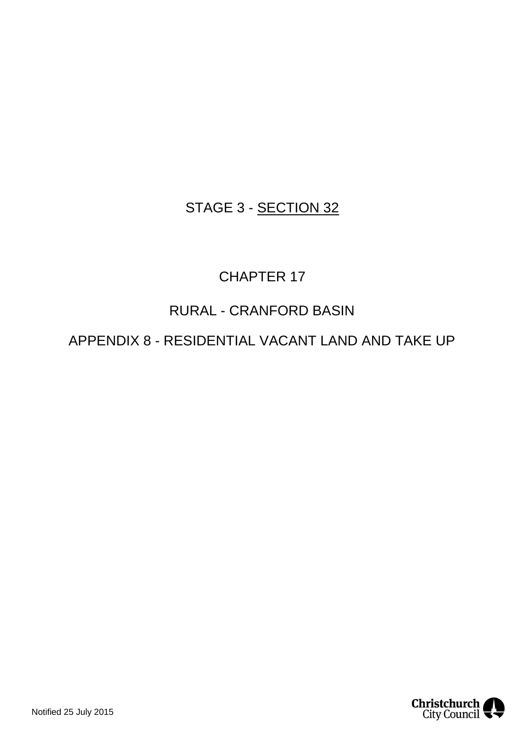STAGE 3 - SECTION 32

# CHAPTER 17

## RURAL - CRANFORD BASIN

## APPENDIX 8 - RESIDENTIAL VACANT LAND AND TAKE UP

Notified 25 July 2015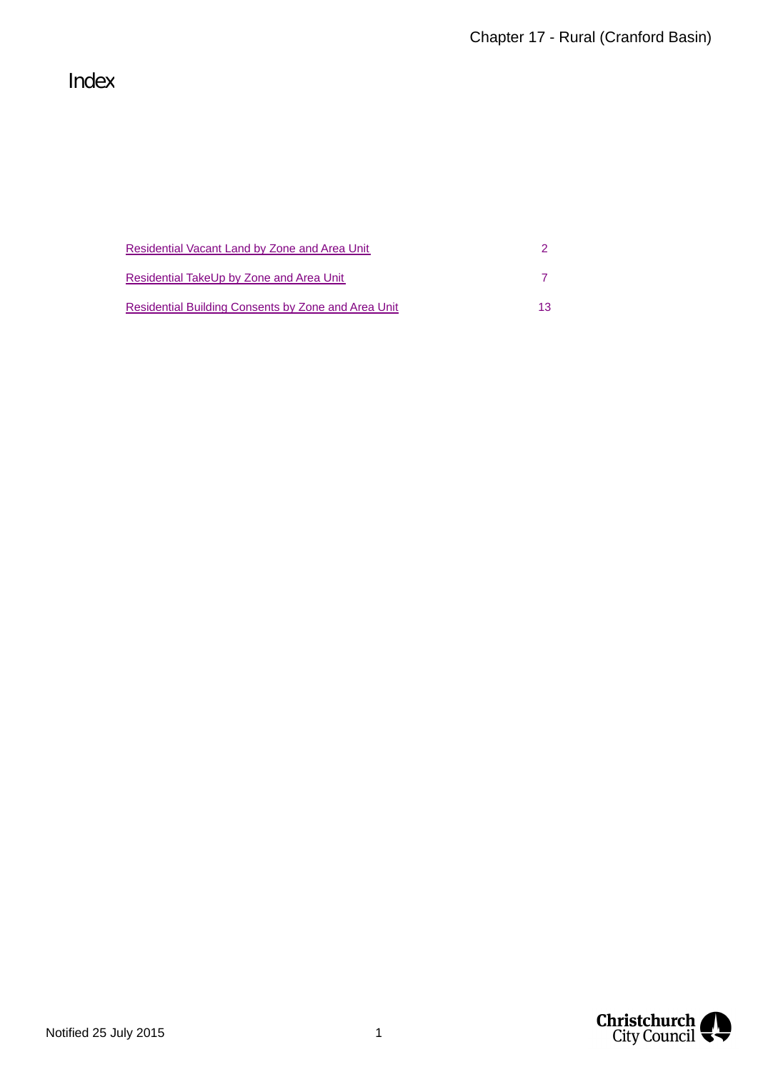# Index

| | |
|---|---|
| Residential Vacant Land by Zone and Area Unit | 2 |
| Residential TakeUp by Zone and Area Unit | 7 |
| Residential Building Consents by Zone and Area Unit | 13 |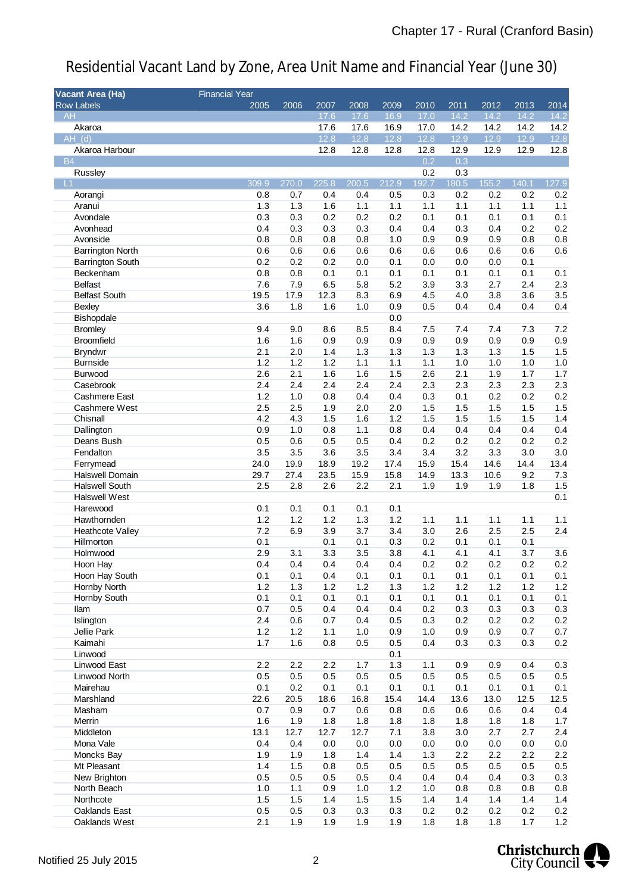# Residential Vacant Land by Zone, Area Unit Name and Financial Year (June 30)

| Vacant Area (Ha) | Financial Year | | | | | | | | | |
|---|---|---|---|---|---|---|---|---|---|---|
| Row Labels | 2005 | 2006 | 2007 | 2008 | 2009 | 2010 | 2011 | 2012 | 2013 | 2014 |
| AH | | | 17.6 | 17.6 | 16.9 | 17.0 | 14.2 | 14.2 | 14.2 | 14.2 |
| Akaroa | | | 17.6 | 17.6 | 16.9 | 17.0 | 14.2 | 14.2 | 14.2 | 14.2 |
| AH_(d) | | | 12.8 | 12.8 | 12.8 | 12.8 | 12.9 | 12.9 | 12.9 | 12.8 |
| Akaroa Harbour | | | 12.8 | 12.8 | 12.8 | 12.8 | 12.9 | 12.9 | 12.9 | 12.8 |
| B4 | | | | | | 0.2 | 0.3 | | | |
| Russley | | | | | | 0.2 | 0.3 | | | |
| L1 | 309.9 | 270.0 | 225.8 | 200.5 | 212.9 | 192.7 | 180.5 | 155.2 | 140.1 | 127.9 |
| Aorangi | 0.8 | 0.7 | 0.4 | 0.4 | 0.5 | 0.3 | 0.2 | 0.2 | 0.2 | 0.2 |
| Aranui | 1.3 | 1.3 | 1.6 | 1.1 | 1.1 | 1.1 | 1.1 | 1.1 | 1.1 | 1.1 |
| Avondale | 0.3 | 0.3 | 0.2 | 0.2 | 0.2 | 0.1 | 0.1 | 0.1 | 0.1 | 0.1 |
| Avonhead | 0.4 | 0.3 | 0.3 | 0.3 | 0.4 | 0.4 | 0.3 | 0.4 | 0.2 | 0.2 |
| Avonside | 0.8 | 0.8 | 0.8 | 0.8 | 1.0 | 0.9 | 0.9 | 0.9 | 0.8 | 0.8 |
| Barrington North | 0.6 | 0.6 | 0.6 | 0.6 | 0.6 | 0.6 | 0.6 | 0.6 | 0.6 | 0.6 |
| Barrington South | 0.2 | 0.2 | 0.2 | 0.0 | 0.1 | 0.0 | 0.0 | 0.0 | 0.1 | |
| Beckenham | 0.8 | 0.8 | 0.1 | 0.1 | 0.1 | 0.1 | 0.1 | 0.1 | 0.1 | 0.1 |
| Belfast | 7.6 | 7.9 | 6.5 | 5.8 | 5.2 | 3.9 | 3.3 | 2.7 | 2.4 | 2.3 |
| Belfast South | 19.5 | 17.9 | 12.3 | 8.3 | 6.9 | 4.5 | 4.0 | 3.8 | 3.6 | 3.5 |
| Bexley | 3.6 | 1.8 | 1.6 | 1.0 | 0.9 | 0.5 | 0.4 | 0.4 | 0.4 | 0.4 |
| Bishopdale | | | | | 0.0 | | | | | |
| Bromley | 9.4 | 9.0 | 8.6 | 8.5 | 8.4 | 7.5 | 7.4 | 7.4 | 7.3 | 7.2 |
| Broomfield | 1.6 | 1.6 | 0.9 | 0.9 | 0.9 | 0.9 | 0.9 | 0.9 | 0.9 | 0.9 |
| Bryndwr | 2.1 | 2.0 | 1.4 | 1.3 | 1.3 | 1.3 | 1.3 | 1.3 | 1.5 | 1.5 |
| Burnside | 1.2 | 1.2 | 1.2 | 1.1 | 1.1 | 1.1 | 1.0 | 1.0 | 1.0 | 1.0 |
| Burwood | 2.6 | 2.1 | 1.6 | 1.6 | 1.5 | 2.6 | 2.1 | 1.9 | 1.7 | 1.7 |
| Casebrook | 2.4 | 2.4 | 2.4 | 2.4 | 2.4 | 2.3 | 2.3 | 2.3 | 2.3 | 2.3 |
| Cashmere East | 1.2 | 1.0 | 0.8 | 0.4 | 0.4 | 0.3 | 0.1 | 0.2 | 0.2 | 0.2 |
| Cashmere West | 2.5 | 2.5 | 1.9 | 2.0 | 2.0 | 1.5 | 1.5 | 1.5 | 1.5 | 1.5 |
| Chisnall | 4.2 | 4.3 | 1.5 | 1.6 | 1.2 | 1.5 | 1.5 | 1.5 | 1.5 | 1.4 |
| Dallington | 0.9 | 1.0 | 0.8 | 1.1 | 0.8 | 0.4 | 0.4 | 0.4 | 0.4 | 0.4 |
| Deans Bush | 0.5 | 0.6 | 0.5 | 0.5 | 0.4 | 0.2 | 0.2 | 0.2 | 0.2 | 0.2 |
| Fendalton | 3.5 | 3.5 | 3.6 | 3.5 | 3.4 | 3.4 | 3.2 | 3.3 | 3.0 | 3.0 |
| Ferrymead | 24.0 | 19.9 | 18.9 | 19.2 | 17.4 | 15.9 | 15.4 | 14.6 | 14.4 | 13.4 |
| Halswell Domain | 29.7 | 27.4 | 23.5 | 15.9 | 15.8 | 14.9 | 13.3 | 10.6 | 9.2 | 7.3 |
| Halswell South | 2.5 | 2.8 | 2.6 | 2.2 | 2.1 | 1.9 | 1.9 | 1.9 | 1.8 | 1.5 |
| Halswell West | | | | | | | | | | 0.1 |
| Harewood | 0.1 | 0.1 | 0.1 | 0.1 | 0.1 | | | | | |
| Hawthornden | 1.2 | 1.2 | 1.2 | 1.3 | 1.2 | 1.1 | 1.1 | 1.1 | 1.1 | 1.1 |
| Heathcote Valley | 7.2 | 6.9 | 3.9 | 3.7 | 3.4 | 3.0 | 2.6 | 2.5 | 2.5 | 2.4 |
| Hillmorton | 0.1 | | 0.1 | 0.1 | 0.3 | 0.2 | 0.1 | 0.1 | 0.1 | |
| Holmwood | 2.9 | 3.1 | 3.3 | 3.5 | 3.8 | 4.1 | 4.1 | 4.1 | 3.7 | 3.6 |
| Hoon Hay | 0.4 | 0.4 | 0.4 | 0.4 | 0.4 | 0.2 | 0.2 | 0.2 | 0.2 | 0.2 |
| Hoon Hay South | 0.1 | 0.1 | 0.4 | 0.1 | 0.1 | 0.1 | 0.1 | 0.1 | 0.1 | 0.1 |
| Hornby North | 1.2 | 1.3 | 1.2 | 1.2 | 1.3 | 1.2 | 1.2 | 1.2 | 1.2 | 1.2 |
| Hornby South | 0.1 | 0.1 | 0.1 | 0.1 | 0.1 | 0.1 | 0.1 | 0.1 | 0.1 | 0.1 |
| Ilam | 0.7 | 0.5 | 0.4 | 0.4 | 0.4 | 0.2 | 0.3 | 0.3 | 0.3 | 0.3 |
| Islington | 2.4 | 0.6 | 0.7 | 0.4 | 0.5 | 0.3 | 0.2 | 0.2 | 0.2 | 0.2 |
| Jellie Park | 1.2 | 1.2 | 1.1 | 1.0 | 0.9 | 1.0 | 0.9 | 0.9 | 0.7 | 0.7 |
| Kaimahi | 1.7 | 1.6 | 0.8 | 0.5 | 0.5 | 0.4 | 0.3 | 0.3 | 0.3 | 0.2 |
| Linwood | | | | | 0.1 | | | | | |
| Linwood East | 2.2 | 2.2 | 2.2 | 1.7 | 1.3 | 1.1 | 0.9 | 0.9 | 0.4 | 0.3 |
| Linwood North | 0.5 | 0.5 | 0.5 | 0.5 | 0.5 | 0.5 | 0.5 | 0.5 | 0.5 | 0.5 |
| Mairehau | 0.1 | 0.2 | 0.1 | 0.1 | 0.1 | 0.1 | 0.1 | 0.1 | 0.1 | 0.1 |
| Marshland | 22.6 | 20.5 | 18.6 | 16.8 | 15.4 | 14.4 | 13.6 | 13.0 | 12.5 | 12.5 |
| Masham | 0.7 | 0.9 | 0.7 | 0.6 | 0.8 | 0.6 | 0.6 | 0.6 | 0.4 | 0.4 |
| Merrin | 1.6 | 1.9 | 1.8 | 1.8 | 1.8 | 1.8 | 1.8 | 1.8 | 1.8 | 1.7 |
| Middleton | 13.1 | 12.7 | 12.7 | 12.7 | 7.1 | 3.8 | 3.0 | 2.7 | 2.7 | 2.4 |
| Mona Vale | 0.4 | 0.4 | 0.0 | 0.0 | 0.0 | 0.0 | 0.0 | 0.0 | 0.0 | 0.0 |
| Moncks Bay | 1.9 | 1.9 | 1.8 | 1.4 | 1.4 | 1.3 | 2.2 | 2.2 | 2.2 | 2.2 |
| Mt Pleasant | 1.4 | 1.5 | 0.8 | 0.5 | 0.5 | 0.5 | 0.5 | 0.5 | 0.5 | 0.5 |
| New Brighton | 0.5 | 0.5 | 0.5 | 0.5 | 0.4 | 0.4 | 0.4 | 0.4 | 0.3 | 0.3 |
| North Beach | 1.0 | 1.1 | 0.9 | 1.0 | 1.2 | 1.0 | 0.8 | 0.8 | 0.8 | 0.8 |
| Northcote | 1.5 | 1.5 | 1.4 | 1.5 | 1.5 | 1.4 | 1.4 | 1.4 | 1.4 | 1.4 |
| Oaklands East | 0.5 | 0.5 | 0.3 | 0.3 | 0.3 | 0.2 | 0.2 | 0.2 | 0.2 | 0.2 |
| Oaklands West | 2.1 | 1.9 | 1.9 | 1.9 | 1.9 | 1.8 | 1.8 | 1.8 | 1.7 | 1.2 |

Notified 25 July 2015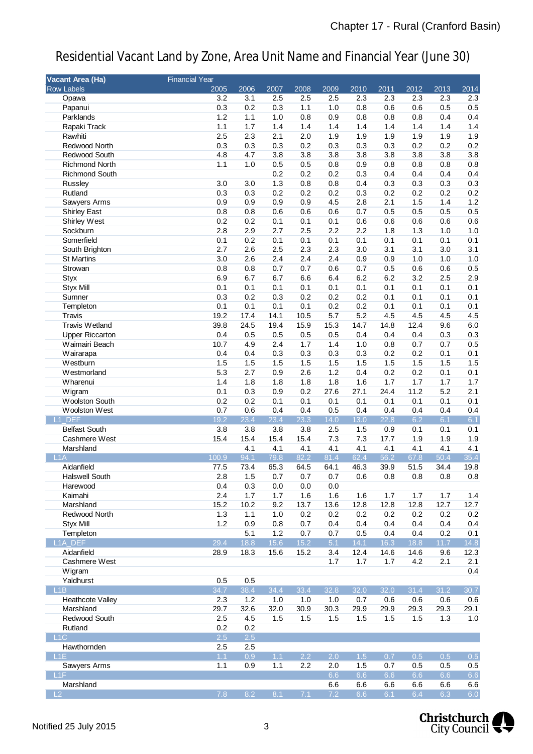# Residential Vacant Land by Zone, Area Unit Name and Financial Year (June 30)

| Vacant Area (Ha) Row Labels | Financial Year 2005 | 2006 | 2007 | 2008 | 2009 | 2010 | 2011 | 2012 | 2013 | 2014 |
|---|---|---|---|---|---|---|---|---|---|---|
| Opawa | 3.2 | 3.1 | 2.5 | 2.5 | 2.5 | 2.3 | 2.3 | 2.3 | 2.3 | 2.3 |
| Papanui | 0.3 | 0.2 | 0.3 | 1.1 | 1.0 | 0.8 | 0.6 | 0.6 | 0.5 | 0.5 |
| Parklands | 1.2 | 1.1 | 1.0 | 0.8 | 0.9 | 0.8 | 0.8 | 0.8 | 0.4 | 0.4 |
| Rapaki Track | 1.1 | 1.7 | 1.4 | 1.4 | 1.4 | 1.4 | 1.4 | 1.4 | 1.4 | 1.4 |
| Rawhiti | 2.5 | 2.3 | 2.1 | 2.0 | 1.9 | 1.9 | 1.9 | 1.9 | 1.9 | 1.9 |
| Redwood North | 0.3 | 0.3 | 0.3 | 0.2 | 0.3 | 0.3 | 0.3 | 0.2 | 0.2 | 0.2 |
| Redwood South | 4.8 | 4.7 | 3.8 | 3.8 | 3.8 | 3.8 | 3.8 | 3.8 | 3.8 | 3.8 |
| Richmond North | 1.1 | 1.0 | 0.5 | 0.5 | 0.8 | 0.9 | 0.8 | 0.8 | 0.8 | 0.8 |
| Richmond South | | | 0.2 | 0.2 | 0.2 | 0.3 | 0.4 | 0.4 | 0.4 | 0.4 |
| Russley | 3.0 | 3.0 | 1.3 | 0.8 | 0.8 | 0.4 | 0.3 | 0.3 | 0.3 | 0.3 |
| Rutland | 0.3 | 0.3 | 0.2 | 0.2 | 0.2 | 0.3 | 0.2 | 0.2 | 0.2 | 0.2 |
| Sawyers Arms | 0.9 | 0.9 | 0.9 | 0.9 | 4.5 | 2.8 | 2.1 | 1.5 | 1.4 | 1.2 |
| Shirley East | 0.8 | 0.8 | 0.6 | 0.6 | 0.6 | 0.7 | 0.5 | 0.5 | 0.5 | 0.5 |
| Shirley West | 0.2 | 0.2 | 0.1 | 0.1 | 0.1 | 0.6 | 0.6 | 0.6 | 0.6 | 0.6 |
| Sockburn | 2.8 | 2.9 | 2.7 | 2.5 | 2.2 | 2.2 | 1.8 | 1.3 | 1.0 | 1.0 |
| Somerfield | 0.1 | 0.2 | 0.1 | 0.1 | 0.1 | 0.1 | 0.1 | 0.1 | 0.1 | 0.1 |
| South Brighton | 2.7 | 2.6 | 2.5 | 2.3 | 2.3 | 3.0 | 3.1 | 3.1 | 3.0 | 3.1 |
| St Martins | 3.0 | 2.6 | 2.4 | 2.4 | 2.4 | 0.9 | 0.9 | 1.0 | 1.0 | 1.0 |
| Strowan | 0.8 | 0.8 | 0.7 | 0.7 | 0.6 | 0.7 | 0.5 | 0.6 | 0.6 | 0.5 |
| Styx | 6.9 | 6.7 | 6.7 | 6.6 | 6.4 | 6.2 | 6.2 | 3.2 | 2.5 | 2.9 |
| Styx Mill | 0.1 | 0.1 | 0.1 | 0.1 | 0.1 | 0.1 | 0.1 | 0.1 | 0.1 | 0.1 |
| Sumner | 0.3 | 0.2 | 0.3 | 0.2 | 0.2 | 0.2 | 0.1 | 0.1 | 0.1 | 0.1 |
| Templeton | 0.1 | 0.1 | 0.1 | 0.1 | 0.2 | 0.2 | 0.1 | 0.1 | 0.1 | 0.1 |
| Travis | 19.2 | 17.4 | 14.1 | 10.5 | 5.7 | 5.2 | 4.5 | 4.5 | 4.5 | 4.5 |
| Travis Wetland | 39.8 | 24.5 | 19.4 | 15.9 | 15.3 | 14.7 | 14.8 | 12.4 | 9.6 | 6.0 |
| Upper Riccarton | 0.4 | 0.5 | 0.5 | 0.5 | 0.5 | 0.4 | 0.4 | 0.4 | 0.3 | 0.3 |
| Waimairi Beach | 10.7 | 4.9 | 2.4 | 1.7 | 1.4 | 1.0 | 0.8 | 0.7 | 0.7 | 0.5 |
| Wairarapa | 0.4 | 0.4 | 0.3 | 0.3 | 0.3 | 0.3 | 0.2 | 0.2 | 0.1 | 0.1 |
| Westburn | 1.5 | 1.5 | 1.5 | 1.5 | 1.5 | 1.5 | 1.5 | 1.5 | 1.5 | 1.5 |
| Westmorland | 5.3 | 2.7 | 0.9 | 2.6 | 1.2 | 0.4 | 0.2 | 0.2 | 0.1 | 0.1 |
| Wharenui | 1.4 | 1.8 | 1.8 | 1.8 | 1.8 | 1.6 | 1.7 | 1.7 | 1.7 | 1.7 |
| Wigram | 0.1 | 0.3 | 0.9 | 0.2 | 27.6 | 27.1 | 24.4 | 11.2 | 5.2 | 2.1 |
| Woolston South | 0.2 | 0.2 | 0.1 | 0.1 | 0.1 | 0.1 | 0.1 | 0.1 | 0.1 | 0.1 |
| Woolston West | 0.7 | 0.6 | 0.4 | 0.4 | 0.5 | 0.4 | 0.4 | 0.4 | 0.4 | 0.4 |
| L1_DEF | 19.2 | 23.4 | 23.4 | 23.3 | 14.0 | 13.0 | 22.8 | 6.2 | 6.1 | 6.1 |
| Belfast South | 3.8 | 3.8 | 3.8 | 3.8 | 2.5 | 1.5 | 0.9 | 0.1 | 0.1 | 0.1 |
| Cashmere West | 15.4 | 15.4 | 15.4 | 15.4 | 7.3 | 7.3 | 17.7 | 1.9 | 1.9 | 1.9 |
| Marshland | | 4.1 | 4.1 | 4.1 | 4.1 | 4.1 | 4.1 | 4.1 | 4.1 | 4.1 |
| L1A | 100.9 | 94.1 | 79.8 | 82.2 | 81.4 | 62.4 | 56.2 | 67.8 | 50.4 | 35.4 |
| Aidanfield | 77.5 | 73.4 | 65.3 | 64.5 | 64.1 | 46.3 | 39.9 | 51.5 | 34.4 | 19.8 |
| Halswell South | 2.8 | 1.5 | 0.7 | 0.7 | 0.7 | 0.6 | 0.8 | 0.8 | 0.8 | 0.8 |
| Harewood | 0.4 | 0.3 | 0.0 | 0.0 | 0.0 | | | | | |
| Kaimahi | 2.4 | 1.7 | 1.7 | 1.6 | 1.6 | 1.6 | 1.7 | 1.7 | 1.7 | 1.4 |
| Marshland | 15.2 | 10.2 | 9.2 | 13.7 | 13.6 | 12.8 | 12.8 | 12.8 | 12.7 | 12.7 |
| Redwood North | 1.3 | 1.1 | 1.0 | 0.2 | 0.2 | 0.2 | 0.2 | 0.2 | 0.2 | 0.2 |
| Styx Mill | 1.2 | 0.9 | 0.8 | 0.7 | 0.4 | 0.4 | 0.4 | 0.4 | 0.4 | 0.4 |
| Templeton | | 5.1 | 1.2 | 0.7 | 0.7 | 0.5 | 0.4 | 0.4 | 0.2 | 0.1 |
| L1A_DEF | 29.4 | 18.8 | 15.6 | 15.2 | 5.1 | 14.1 | 16.3 | 18.8 | 11.7 | 14.8 |
| Aidanfield | 28.9 | 18.3 | 15.6 | 15.2 | 3.4 | 12.4 | 14.6 | 14.6 | 9.6 | 12.3 |
| Cashmere West | | | | | 1.7 | 1.7 | 1.7 | 4.2 | 2.1 | 2.1 |
| Wigram | | | | | | | | | | 0.4 |
| Yaldhurst | 0.5 | 0.5 | | | | | | | | |
| L1B | 34.7 | 38.4 | 34.4 | 33.4 | 32.8 | 32.0 | 32.0 | 31.4 | 31.2 | 30.7 |
| Heathcote Valley | 2.3 | 1.2 | 1.0 | 1.0 | 1.0 | 0.7 | 0.6 | 0.6 | 0.6 | 0.6 |
| Marshland | 29.7 | 32.6 | 32.0 | 30.9 | 30.3 | 29.9 | 29.9 | 29.3 | 29.3 | 29.1 |
| Redwood South | 2.5 | 4.5 | 1.5 | 1.5 | 1.5 | 1.5 | 1.5 | 1.5 | 1.3 | 1.0 |
| Rutland | 0.2 | 0.2 | | | | | | | | |
| L1C | 2.5 | 2.5 | | | | | | | | |
| Hawthornden | 2.5 | 2.5 | | | | | | | | |
| L1E | 1.1 | 0.9 | 1.1 | 2.2 | 2.0 | 1.5 | 0.7 | 0.5 | 0.5 | 0.5 |
| Sawyers Arms | 1.1 | 0.9 | 1.1 | 2.2 | 2.0 | 1.5 | 0.7 | 0.5 | 0.5 | 0.5 |
| L1F | | | | | 6.6 | 6.6 | 6.6 | 6.6 | 6.6 | 6.6 |
| Marshland | | | | | 6.6 | 6.6 | 6.6 | 6.6 | 6.6 | 6.6 |
| L2 | 7.8 | 8.2 | 8.1 | 7.1 | 7.2 | 6.6 | 6.1 | 6.4 | 6.3 | 6.0 |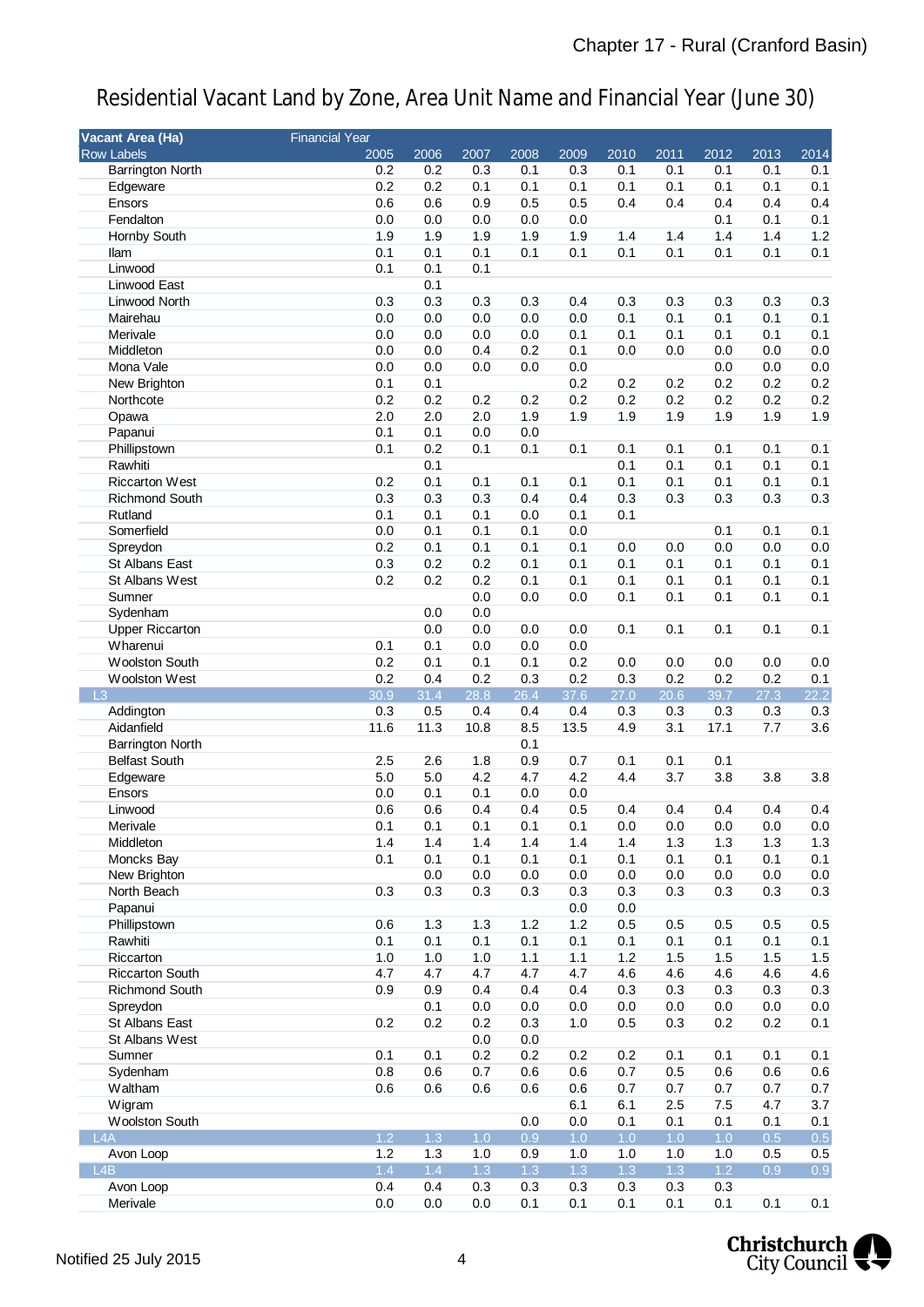# Residential Vacant Land by Zone, Area Unit Name and Financial Year (June 30)

| Vacant Area (Ha) | Financial Year | | | | | | | | | |
|---|---|---|---|---|---|---|---|---|---|---|
| Row Labels | 2005 | 2006 | 2007 | 2008 | 2009 | 2010 | 2011 | 2012 | 2013 | 2014 |
| Barrington North | 0.2 | 0.2 | 0.3 | 0.1 | 0.3 | 0.1 | 0.1 | 0.1 | 0.1 | 0.1 |
| Edgeware | 0.2 | 0.2 | 0.1 | 0.1 | 0.1 | 0.1 | 0.1 | 0.1 | 0.1 | 0.1 |
| Ensors | 0.6 | 0.6 | 0.9 | 0.5 | 0.5 | 0.4 | 0.4 | 0.4 | 0.4 | 0.4 |
| Fendalton | 0.0 | 0.0 | 0.0 | 0.0 | 0.0 | | | 0.1 | 0.1 | 0.1 |
| Hornby South | 1.9 | 1.9 | 1.9 | 1.9 | 1.9 | 1.4 | 1.4 | 1.4 | 1.4 | 1.2 |
| Ilam | 0.1 | 0.1 | 0.1 | 0.1 | 0.1 | 0.1 | 0.1 | 0.1 | 0.1 | 0.1 |
| Linwood | 0.1 | 0.1 | 0.1 | | | | | | | |
| Linwood East | | 0.1 | | | | | | | | |
| Linwood North | 0.3 | 0.3 | 0.3 | 0.3 | 0.4 | 0.3 | 0.3 | 0.3 | 0.3 | 0.3 |
| Mairehau | 0.0 | 0.0 | 0.0 | 0.0 | 0.0 | 0.1 | 0.1 | 0.1 | 0.1 | 0.1 |
| Merivale | 0.0 | 0.0 | 0.0 | 0.0 | 0.1 | 0.1 | 0.1 | 0.1 | 0.1 | 0.1 |
| Middleton | 0.0 | 0.0 | 0.4 | 0.2 | 0.1 | 0.0 | 0.0 | 0.0 | 0.0 | 0.0 |
| Mona Vale | 0.0 | 0.0 | 0.0 | 0.0 | 0.0 | | | 0.0 | 0.0 | 0.0 |
| New Brighton | 0.1 | 0.1 | | | 0.2 | 0.2 | 0.2 | 0.2 | 0.2 | 0.2 |
| Northcote | 0.2 | 0.2 | 0.2 | 0.2 | 0.2 | 0.2 | 0.2 | 0.2 | 0.2 | 0.2 |
| Opawa | 2.0 | 2.0 | 2.0 | 1.9 | 1.9 | 1.9 | 1.9 | 1.9 | 1.9 | 1.9 |
| Papanui | 0.1 | 0.1 | 0.0 | 0.0 | | | | | | |
| Phillipstown | 0.1 | 0.2 | 0.1 | 0.1 | 0.1 | 0.1 | 0.1 | 0.1 | 0.1 | 0.1 |
| Rawhiti | | 0.1 | | | | 0.1 | 0.1 | 0.1 | 0.1 | 0.1 |
| Riccarton West | 0.2 | 0.1 | 0.1 | 0.1 | 0.1 | 0.1 | 0.1 | 0.1 | 0.1 | 0.1 |
| Richmond South | 0.3 | 0.3 | 0.3 | 0.4 | 0.4 | 0.3 | 0.3 | 0.3 | 0.3 | 0.3 |
| Rutland | 0.1 | 0.1 | 0.1 | 0.0 | 0.1 | 0.1 | | | | |
| Somerfield | 0.0 | 0.1 | 0.1 | 0.1 | 0.0 | | | 0.1 | 0.1 | 0.1 |
| Spreydon | 0.2 | 0.1 | 0.1 | 0.1 | 0.1 | 0.0 | 0.0 | 0.0 | 0.0 | 0.0 |
| St Albans East | 0.3 | 0.2 | 0.2 | 0.1 | 0.1 | 0.1 | 0.1 | 0.1 | 0.1 | 0.1 |
| St Albans West | 0.2 | 0.2 | 0.2 | 0.1 | 0.1 | 0.1 | 0.1 | 0.1 | 0.1 | 0.1 |
| Sumner | | | 0.0 | 0.0 | 0.0 | 0.1 | 0.1 | 0.1 | 0.1 | 0.1 |
| Sydenham | | 0.0 | 0.0 | | | | | | | |
| Upper Riccarton | | 0.0 | 0.0 | 0.0 | 0.0 | 0.1 | 0.1 | 0.1 | 0.1 | 0.1 |
| Wharenui | 0.1 | 0.1 | 0.0 | 0.0 | 0.0 | | | | | |
| Woolston South | 0.2 | 0.1 | 0.1 | 0.1 | 0.2 | 0.0 | 0.0 | 0.0 | 0.0 | 0.0 |
| Woolston West | 0.2 | 0.4 | 0.2 | 0.3 | 0.2 | 0.3 | 0.2 | 0.2 | 0.2 | 0.1 |
| **L3** | **30.9** | **31.4** | **28.8** | **26.4** | **37.6** | **27.0** | **20.6** | **39.7** | **27.3** | **22.2** |
| Addington | 0.3 | 0.5 | 0.4 | 0.4 | 0.4 | 0.3 | 0.3 | 0.3 | 0.3 | 0.3 |
| Aidanfield | 11.6 | 11.3 | 10.8 | 8.5 | 13.5 | 4.9 | 3.1 | 17.1 | 7.7 | 3.6 |
| Barrington North | | | | 0.1 | | | | | | |
| Belfast South | 2.5 | 2.6 | 1.8 | 0.9 | 0.7 | 0.1 | 0.1 | 0.1 | | |
| Edgeware | 5.0 | 5.0 | 4.2 | 4.7 | 4.2 | 4.4 | 3.7 | 3.8 | 3.8 | 3.8 |
| Ensors | 0.0 | 0.1 | 0.1 | 0.0 | 0.0 | | | | | |
| Linwood | 0.6 | 0.6 | 0.4 | 0.4 | 0.5 | 0.4 | 0.4 | 0.4 | 0.4 | 0.4 |
| Merivale | 0.1 | 0.1 | 0.1 | 0.1 | 0.1 | 0.0 | 0.0 | 0.0 | 0.0 | 0.0 |
| Middleton | 1.4 | 1.4 | 1.4 | 1.4 | 1.4 | 1.4 | 1.3 | 1.3 | 1.3 | 1.3 |
| Moncks Bay | 0.1 | 0.1 | 0.1 | 0.1 | 0.1 | 0.1 | 0.1 | 0.1 | 0.1 | 0.1 |
| New Brighton | | 0.0 | 0.0 | 0.0 | 0.0 | 0.0 | 0.0 | 0.0 | 0.0 | 0.0 |
| North Beach | 0.3 | 0.3 | 0.3 | 0.3 | 0.3 | 0.3 | 0.3 | 0.3 | 0.3 | 0.3 |
| Papanui | | | | | 0.0 | 0.0 | | | | |
| Phillipstown | 0.6 | 1.3 | 1.3 | 1.2 | 1.2 | 0.5 | 0.5 | 0.5 | 0.5 | 0.5 |
| Rawhiti | 0.1 | 0.1 | 0.1 | 0.1 | 0.1 | 0.1 | 0.1 | 0.1 | 0.1 | 0.1 |
| Riccarton | 1.0 | 1.0 | 1.0 | 1.1 | 1.1 | 1.2 | 1.5 | 1.5 | 1.5 | 1.5 |
| Riccarton South | 4.7 | 4.7 | 4.7 | 4.7 | 4.7 | 4.6 | 4.6 | 4.6 | 4.6 | 4.6 |
| Richmond South | 0.9 | 0.9 | 0.4 | 0.4 | 0.4 | 0.3 | 0.3 | 0.3 | 0.3 | 0.3 |
| Spreydon | | 0.1 | 0.0 | 0.0 | 0.0 | 0.0 | 0.0 | 0.0 | 0.0 | 0.0 |
| St Albans East | 0.2 | 0.2 | 0.2 | 0.3 | 1.0 | 0.5 | 0.3 | 0.2 | 0.2 | 0.1 |
| St Albans West | | | 0.0 | 0.0 | | | | | | |
| Sumner | 0.1 | 0.1 | 0.2 | 0.2 | 0.2 | 0.2 | 0.1 | 0.1 | 0.1 | 0.1 |
| Sydenham | 0.8 | 0.6 | 0.7 | 0.6 | 0.6 | 0.7 | 0.5 | 0.6 | 0.6 | 0.6 |
| Waltham | 0.6 | 0.6 | 0.6 | 0.6 | 0.6 | 0.7 | 0.7 | 0.7 | 0.7 | 0.7 |
| Wigram | | | | | 6.1 | 6.1 | 2.5 | 7.5 | 4.7 | 3.7 |
| Woolston South | | | | 0.0 | 0.0 | 0.1 | 0.1 | 0.1 | 0.1 | 0.1 |
| **L4A** | **1.2** | **1.3** | **1.0** | **0.9** | **1.0** | **1.0** | **1.0** | **1.0** | **0.5** | **0.5** |
| Avon Loop | 1.2 | 1.3 | 1.0 | 0.9 | 1.0 | 1.0 | 1.0 | 1.0 | 0.5 | 0.5 |
| **L4B** | **1.4** | **1.4** | **1.3** | **1.3** | **1.3** | **1.3** | **1.3** | **1.2** | **0.9** | **0.9** |
| Avon Loop | 0.4 | 0.4 | 0.3 | 0.3 | 0.3 | 0.3 | 0.3 | 0.3 | | |
| Merivale | 0.0 | 0.0 | 0.0 | 0.1 | 0.1 | 0.1 | 0.1 | 0.1 | 0.1 | 0.1 |

Notified 25 July 2015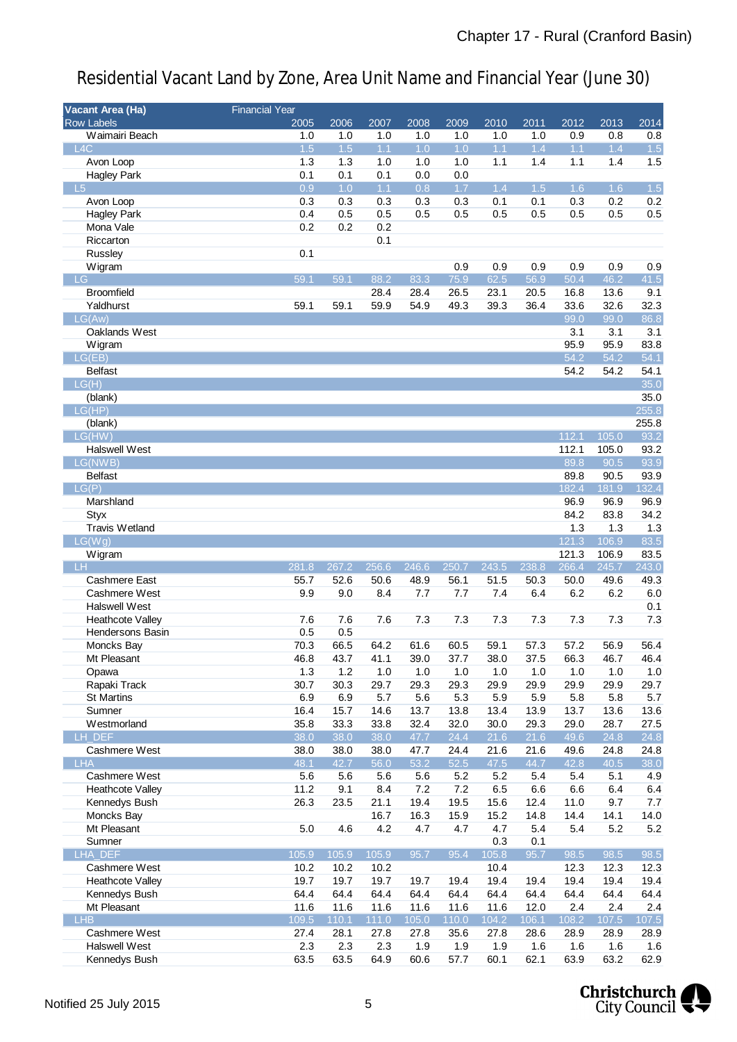# Residential Vacant Land by Zone, Area Unit Name and Financial Year (June 30)

| Vacant Area (Ha) | Financial Year | | | | | | | | | |
|---|---|---|---|---|---|---|---|---|---|---|
| Row Labels | 2005 | 2006 | 2007 | 2008 | 2009 | 2010 | 2011 | 2012 | 2013 | 2014 |
| Waimairi Beach | 1.0 | 1.0 | 1.0 | 1.0 | 1.0 | 1.0 | 1.0 | 0.9 | 0.8 | 0.8 |
| L4C | 1.5 | 1.5 | 1.1 | 1.0 | 1.0 | 1.1 | 1.4 | 1.1 | 1.4 | 1.5 |
| Avon Loop | 1.3 | 1.3 | 1.0 | 1.0 | 1.0 | 1.1 | 1.4 | 1.1 | 1.4 | 1.5 |
| Hagley Park | 0.1 | 0.1 | 0.1 | 0.0 | 0.0 | | | | | |
| L5 | 0.9 | 1.0 | 1.1 | 0.8 | 1.7 | 1.4 | 1.5 | 1.6 | 1.6 | 1.5 |
| Avon Loop | 0.3 | 0.3 | 0.3 | 0.3 | 0.3 | 0.1 | 0.1 | 0.3 | 0.2 | 0.2 |
| Hagley Park | 0.4 | 0.5 | 0.5 | 0.5 | 0.5 | 0.5 | 0.5 | 0.5 | 0.5 | 0.5 |
| Mona Vale | 0.2 | 0.2 | 0.2 | | | | | | | |
| Riccarton | | | 0.1 | | | | | | | |
| Russley | 0.1 | | | | | | | | | |
| Wigram | | | | | 0.9 | 0.9 | 0.9 | 0.9 | 0.9 | 0.9 |
| LG | 59.1 | 59.1 | 88.2 | 83.3 | 75.9 | 62.5 | 56.9 | 50.4 | 46.2 | 41.5 |
| Broomfield | | | 28.4 | 28.4 | 26.5 | 23.1 | 20.5 | 16.8 | 13.6 | 9.1 |
| Yaldhurst | 59.1 | 59.1 | 59.9 | 54.9 | 49.3 | 39.3 | 36.4 | 33.6 | 32.6 | 32.3 |
| LG(Aw) | | | | | | | | 99.0 | 99.0 | 86.8 |
| Oaklands West | | | | | | | | 3.1 | 3.1 | 3.1 |
| Wigram | | | | | | | | 95.9 | 95.9 | 83.8 |
| LG(EB) | | | | | | | | 54.2 | 54.2 | 54.1 |
| Belfast | | | | | | | | 54.2 | 54.2 | 54.1 |
| LG(H) | | | | | | | | | | 35.0 |
| (blank) | | | | | | | | | | 35.0 |
| LG(HP) | | | | | | | | | | 255.8 |
| (blank) | | | | | | | | | | 255.8 |
| LG(HW) | | | | | | | | 112.1 | 105.0 | 93.2 |
| Halswell West | | | | | | | | 112.1 | 105.0 | 93.2 |
| LG(NWB) | | | | | | | | 89.8 | 90.5 | 93.9 |
| Belfast | | | | | | | | 89.8 | 90.5 | 93.9 |
| LG(P) | | | | | | | | 182.4 | 181.9 | 132.4 |
| Marshland | | | | | | | | 96.9 | 96.9 | 96.9 |
| Styx | | | | | | | | 84.2 | 83.8 | 34.2 |
| Travis Wetland | | | | | | | | 1.3 | 1.3 | 1.3 |
| LG(Wg) | | | | | | | | 121.3 | 106.9 | 83.5 |
| Wigram | | | | | | | | 121.3 | 106.9 | 83.5 |
| LH | 281.8 | 267.2 | 256.6 | 246.6 | 250.7 | 243.5 | 238.8 | 266.4 | 245.7 | 243.0 |
| Cashmere East | 55.7 | 52.6 | 50.6 | 48.9 | 56.1 | 51.5 | 50.3 | 50.0 | 49.6 | 49.3 |
| Cashmere West | 9.9 | 9.0 | 8.4 | 7.7 | 7.7 | 7.4 | 6.4 | 6.2 | 6.2 | 6.0 |
| Halswell West | | | | | | | | | | 0.1 |
| Heathcote Valley | 7.6 | 7.6 | 7.6 | 7.3 | 7.3 | 7.3 | 7.3 | 7.3 | 7.3 | 7.3 |
| Hendersons Basin | 0.5 | 0.5 | | | | | | | | |
| Moncks Bay | 70.3 | 66.5 | 64.2 | 61.6 | 60.5 | 59.1 | 57.3 | 57.2 | 56.9 | 56.4 |
| Mt Pleasant | 46.8 | 43.7 | 41.1 | 39.0 | 37.7 | 38.0 | 37.5 | 66.3 | 46.7 | 46.4 |
| Opawa | 1.3 | 1.2 | 1.0 | 1.0 | 1.0 | 1.0 | 1.0 | 1.0 | 1.0 | 1.0 |
| Rapaki Track | 30.7 | 30.3 | 29.7 | 29.3 | 29.3 | 29.9 | 29.9 | 29.9 | 29.9 | 29.7 |
| St Martins | 6.9 | 6.9 | 5.7 | 5.6 | 5.3 | 5.9 | 5.9 | 5.8 | 5.8 | 5.7 |
| Sumner | 16.4 | 15.7 | 14.6 | 13.7 | 13.8 | 13.4 | 13.9 | 13.7 | 13.6 | 13.6 |
| Westmorland | 35.8 | 33.3 | 33.8 | 32.4 | 32.0 | 30.0 | 29.3 | 29.0 | 28.7 | 27.5 |
| LH_DEF | 38.0 | 38.0 | 38.0 | 47.7 | 24.4 | 21.6 | 21.6 | 49.6 | 24.8 | 24.8 |
| Cashmere West | 38.0 | 38.0 | 38.0 | 47.7 | 24.4 | 21.6 | 21.6 | 49.6 | 24.8 | 24.8 |
| LHA | 48.1 | 42.7 | 56.0 | 53.2 | 52.5 | 47.5 | 44.7 | 42.8 | 40.5 | 38.0 |
| Cashmere West | 5.6 | 5.6 | 5.6 | 5.6 | 5.2 | 5.2 | 5.4 | 5.4 | 5.1 | 4.9 |
| Heathcote Valley | 11.2 | 9.1 | 8.4 | 7.2 | 7.2 | 6.5 | 6.6 | 6.6 | 6.4 | 6.4 |
| Kennedys Bush | 26.3 | 23.5 | 21.1 | 19.4 | 19.5 | 15.6 | 12.4 | 11.0 | 9.7 | 7.7 |
| Moncks Bay | | | 16.7 | 16.3 | 15.9 | 15.2 | 14.8 | 14.4 | 14.1 | 14.0 |
| Mt Pleasant | 5.0 | 4.6 | 4.2 | 4.7 | 4.7 | 4.7 | 5.4 | 5.4 | 5.2 | 5.2 |
| Sumner | | | | | | 0.3 | 0.1 | | | |
| LHA_DEF | 105.9 | 105.9 | 105.9 | 95.7 | 95.4 | 105.8 | 95.7 | 98.5 | 98.5 | 98.5 |
| Cashmere West | 10.2 | 10.2 | 10.2 | | | 10.4 | | 12.3 | 12.3 | 12.3 |
| Heathcote Valley | 19.7 | 19.7 | 19.7 | 19.7 | 19.4 | 19.4 | 19.4 | 19.4 | 19.4 | 19.4 |
| Kennedys Bush | 64.4 | 64.4 | 64.4 | 64.4 | 64.4 | 64.4 | 64.4 | 64.4 | 64.4 | 64.4 |
| Mt Pleasant | 11.6 | 11.6 | 11.6 | 11.6 | 11.6 | 11.6 | 12.0 | 2.4 | 2.4 | 2.4 |
| LHB | 109.5 | 110.1 | 111.0 | 105.0 | 110.0 | 104.2 | 106.1 | 108.2 | 107.5 | 107.5 |
| Cashmere West | 27.4 | 28.1 | 27.8 | 27.8 | 35.6 | 27.8 | 28.6 | 28.9 | 28.9 | 28.9 |
| Halswell West | 2.3 | 2.3 | 2.3 | 1.9 | 1.9 | 1.9 | 1.6 | 1.6 | 1.6 | 1.6 |
| Kennedys Bush | 63.5 | 63.5 | 64.9 | 60.6 | 57.7 | 60.1 | 62.1 | 63.9 | 63.2 | 62.9 |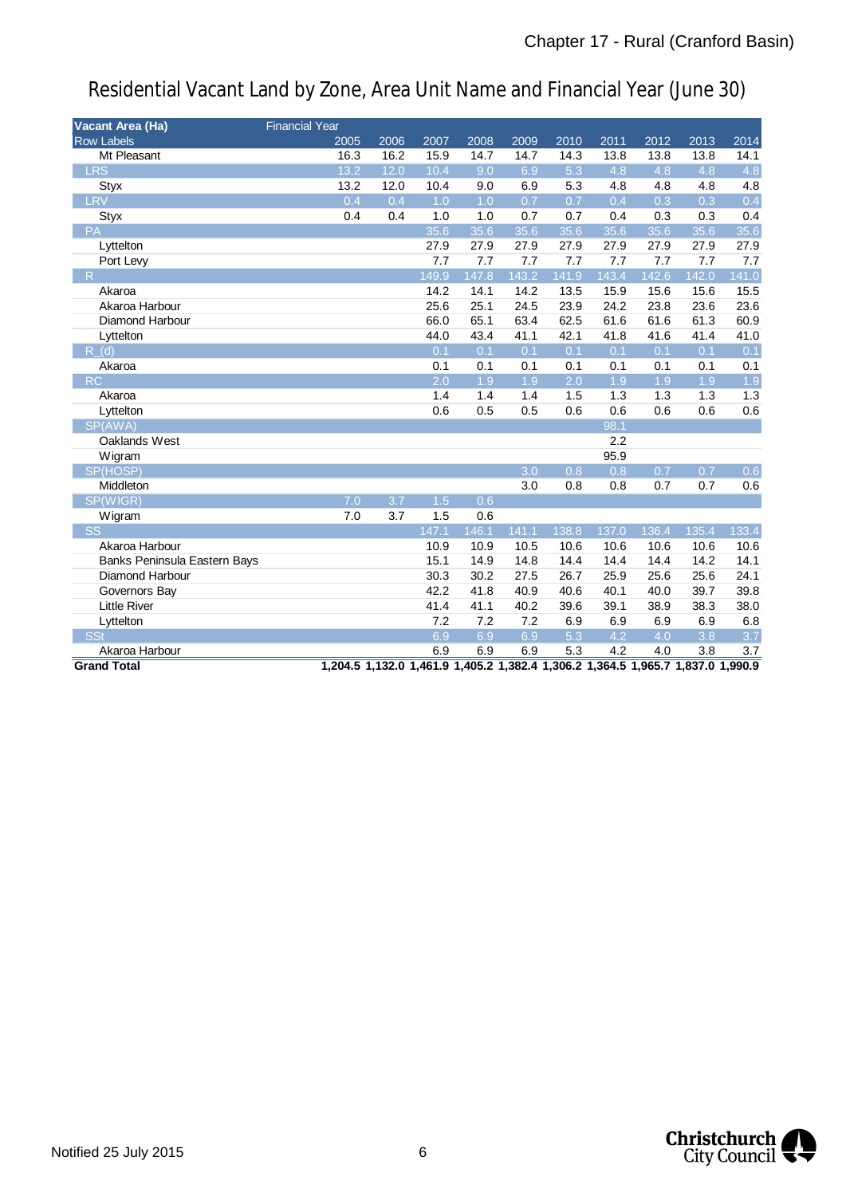# Residential Vacant Land by Zone, Area Unit Name and Financial Year (June 30)

| Vacant Area (Ha) | Financial Year | | | | | | | | | |
|---|---|---|---|---|---|---|---|---|---|---|
| Row Labels | 2005 | 2006 | 2007 | 2008 | 2009 | 2010 | 2011 | 2012 | 2013 | 2014 |
| Mt Pleasant | 16.3 | 16.2 | 15.9 | 14.7 | 14.7 | 14.3 | 13.8 | 13.8 | 13.8 | 14.1 |
| LRS | 13.2 | 12.0 | 10.4 | 9.0 | 6.9 | 5.3 | 4.8 | 4.8 | 4.8 | 4.8 |
| Styx | 13.2 | 12.0 | 10.4 | 9.0 | 6.9 | 5.3 | 4.8 | 4.8 | 4.8 | 4.8 |
| LRV | 0.4 | 0.4 | 1.0 | 1.0 | 0.7 | 0.7 | 0.4 | 0.3 | 0.3 | 0.4 |
| Styx | 0.4 | 0.4 | 1.0 | 1.0 | 0.7 | 0.7 | 0.4 | 0.3 | 0.3 | 0.4 |
| PA | | | 35.6 | 35.6 | 35.6 | 35.6 | 35.6 | 35.6 | 35.6 | 35.6 |
| Lyttelton | | | 27.9 | 27.9 | 27.9 | 27.9 | 27.9 | 27.9 | 27.9 | 27.9 |
| Port Levy | | | 7.7 | 7.7 | 7.7 | 7.7 | 7.7 | 7.7 | 7.7 | 7.7 |
| R | | | 149.9 | 147.8 | 143.2 | 141.9 | 143.4 | 142.6 | 142.0 | 141.0 |
| Akaroa | | | 14.2 | 14.1 | 14.2 | 13.5 | 15.9 | 15.6 | 15.6 | 15.5 |
| Akaroa Harbour | | | 25.6 | 25.1 | 24.5 | 23.9 | 24.2 | 23.8 | 23.6 | 23.6 |
| Diamond Harbour | | | 66.0 | 65.1 | 63.4 | 62.5 | 61.6 | 61.6 | 61.3 | 60.9 |
| Lyttelton | | | 44.0 | 43.4 | 41.1 | 42.1 | 41.8 | 41.6 | 41.4 | 41.0 |
| R_(d) | | | 0.1 | 0.1 | 0.1 | 0.1 | 0.1 | 0.1 | 0.1 | 0.1 |
| Akaroa | | | 0.1 | 0.1 | 0.1 | 0.1 | 0.1 | 0.1 | 0.1 | 0.1 |
| RC | | | 2.0 | 1.9 | 1.9 | 2.0 | 1.9 | 1.9 | 1.9 | 1.9 |
| Akaroa | | | 1.4 | 1.4 | 1.4 | 1.5 | 1.3 | 1.3 | 1.3 | 1.3 |
| Lyttelton | | | 0.6 | 0.5 | 0.5 | 0.6 | 0.6 | 0.6 | 0.6 | 0.6 |
| SP(AWA) | | | | | | | 98.1 | | | |
| Oaklands West | | | | | | | 2.2 | | | |
| Wigram | | | | | | | 95.9 | | | |
| SP(HOSP) | | | | | 3.0 | 0.8 | 0.8 | 0.7 | 0.7 | 0.6 |
| Middleton | | | | | 3.0 | 0.8 | 0.8 | 0.7 | 0.7 | 0.6 |
| SP(WIGR) | 7.0 | 3.7 | 1.5 | 0.6 | | | | | | |
| Wigram | 7.0 | 3.7 | 1.5 | 0.6 | | | | | | |
| SS | | | 147.1 | 146.1 | 141.1 | 138.8 | 137.0 | 136.4 | 135.4 | 133.4 |
| Akaroa Harbour | | | 10.9 | 10.9 | 10.5 | 10.6 | 10.6 | 10.6 | 10.6 | 10.6 |
| Banks Peninsula Eastern Bays | | | 15.1 | 14.9 | 14.8 | 14.4 | 14.4 | 14.4 | 14.2 | 14.1 |
| Diamond Harbour | | | 30.3 | 30.2 | 27.5 | 26.7 | 25.9 | 25.6 | 25.6 | 24.1 |
| Governors Bay | | | 42.2 | 41.8 | 40.9 | 40.6 | 40.1 | 40.0 | 39.7 | 39.8 |
| Little River | | | 41.4 | 41.1 | 40.2 | 39.6 | 39.1 | 38.9 | 38.3 | 38.0 |
| Lyttelton | | | 7.2 | 7.2 | 7.2 | 6.9 | 6.9 | 6.9 | 6.9 | 6.8 |
| SSt | | | 6.9 | 6.9 | 6.9 | 5.3 | 4.2 | 4.0 | 3.8 | 3.7 |
| Akaroa Harbour | | | 6.9 | 6.9 | 6.9 | 5.3 | 4.2 | 4.0 | 3.8 | 3.7 |
| **Grand Total** | **1,204.5** | **1,132.0** | **1,461.9** | **1,405.2** | **1,382.4** | **1,306.2** | **1,364.5** | **1,965.7** | **1,837.0** | **1,990.9** |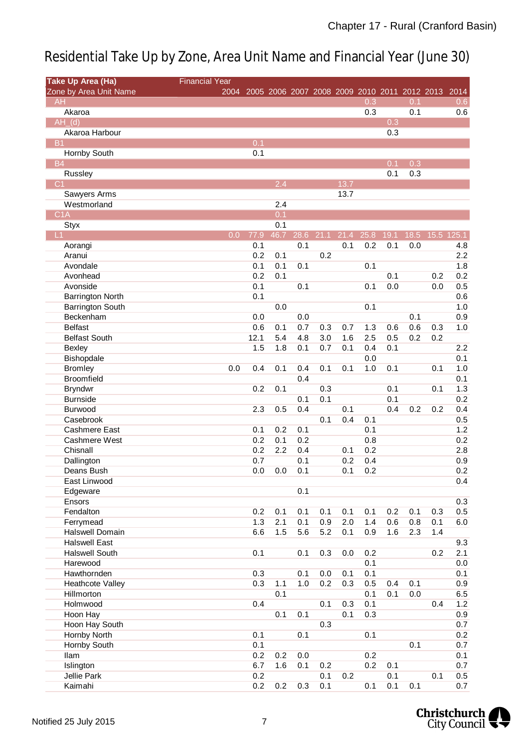# Residential Take Up by Zone, Area Unit Name and Financial Year (June 30)

| Take Up Area (Ha) | Financial Year | | | | | | | | | | |
|---|---|---|---|---|---|---|---|---|---|---|---|
| Zone by Area Unit Name | 2004 | 2005 | 2006 | 2007 | 2008 | 2009 | 2010 | 2011 | 2012 | 2013 | 2014 |
| AH | | | | | | | 0.3 | | 0.1 | | 0.6 |
| Akaroa | | | | | | | 0.3 | | 0.1 | | 0.6 |
| AH_(d) | | | | | | | | 0.3 | | | |
| Akaroa Harbour | | | | | | | | 0.3 | | | |
| B1 | | 0.1 | | | | | | | | | |
| Hornby South | | 0.1 | | | | | | | | | |
| B4 | | | | | | | | 0.1 | 0.3 | | |
| Russley | | | | | | | | 0.1 | 0.3 | | |
| C1 | | | 2.4 | | | 13.7 | | | | | |
| Sawyers Arms | | | | | | 13.7 | | | | | |
| Westmorland | | | 2.4 | | | | | | | | |
| C1A | | | 0.1 | | | | | | | | |
| Styx | | | 0.1 | | | | | | | | |
| L1 | 0.0 | 77.9 | 46.7 | 28.6 | 21.1 | 21.4 | 25.8 | 19.1 | 18.5 | 15.5 | 125.1 |
| Aorangi | | 0.1 | | 0.1 | | 0.1 | 0.2 | 0.1 | 0.0 | | 4.8 |
| Aranui | | 0.2 | 0.1 | | 0.2 | | | | | | 2.2 |
| Avondale | | 0.1 | 0.1 | 0.1 | | | 0.1 | | | | 1.8 |
| Avonhead | | 0.2 | 0.1 | | | | | 0.1 | | 0.2 | 0.2 |
| Avonside | | 0.1 | | 0.1 | | | 0.1 | 0.0 | | 0.0 | 0.5 |
| Barrington North | | 0.1 | | | | | | | | | 0.6 |
| Barrington South | | | 0.0 | | | | 0.1 | | | | 1.0 |
| Beckenham | | 0.0 | | 0.0 | | | | | 0.1 | | 0.9 |
| Belfast | | 0.6 | 0.1 | 0.7 | 0.3 | 0.7 | 1.3 | 0.6 | 0.6 | 0.3 | 1.0 |
| Belfast South | | 12.1 | 5.4 | 4.8 | 3.0 | 1.6 | 2.5 | 0.5 | 0.2 | 0.2 | |
| Bexley | | 1.5 | 1.8 | 0.1 | 0.7 | 0.1 | 0.4 | 0.1 | | | 2.2 |
| Bishopdale | | | | | | | 0.0 | | | | 0.1 |
| Bromley | 0.0 | 0.4 | 0.1 | 0.4 | 0.1 | 0.1 | 1.0 | 0.1 | | 0.1 | 1.0 |
| Broomfield | | | | 0.4 | | | | | | | 0.1 |
| Bryndwr | | 0.2 | 0.1 | | 0.3 | | | 0.1 | | 0.1 | 1.3 |
| Burnside | | | | 0.1 | 0.1 | | | 0.1 | | | 0.2 |
| Burwood | | 2.3 | 0.5 | 0.4 | | 0.1 | | 0.4 | 0.2 | 0.2 | 0.4 |
| Casebrook | | | | | 0.1 | 0.4 | 0.1 | | | | 0.5 |
| Cashmere East | | 0.1 | 0.2 | 0.1 | | | 0.1 | | | | 1.2 |
| Cashmere West | | 0.2 | 0.1 | 0.2 | | | 0.8 | | | | 0.2 |
| Chisnall | | 0.2 | 2.2 | 0.4 | | 0.1 | 0.2 | | | | 2.8 |
| Dallington | | 0.7 | | 0.1 | | 0.2 | 0.4 | | | | 0.9 |
| Deans Bush | | 0.0 | 0.0 | 0.1 | | 0.1 | 0.2 | | | | 0.2 |
| East Linwood | | | | | | | | | | | 0.4 |
| Edgeware | | | | 0.1 | | | | | | | |
| Ensors | | | | | | | | | | | 0.3 |
| Fendalton | | 0.2 | 0.1 | 0.1 | 0.1 | 0.1 | 0.1 | 0.2 | 0.1 | 0.3 | 0.5 |
| Ferrymead | | 1.3 | 2.1 | 0.1 | 0.9 | 2.0 | 1.4 | 0.6 | 0.8 | 0.1 | 6.0 |
| Halswell Domain | | 6.6 | 1.5 | 5.6 | 5.2 | 0.1 | 0.9 | 1.6 | 2.3 | 1.4 | |
| Halswell East | | | | | | | | | | | 9.3 |
| Halswell South | | 0.1 | | 0.1 | 0.3 | 0.0 | 0.2 | | | 0.2 | 2.1 |
| Harewood | | | | | | | 0.1 | | | | 0.0 |
| Hawthornden | | 0.3 | | 0.1 | 0.0 | 0.1 | 0.1 | | | | 0.1 |
| Heathcote Valley | | 0.3 | 1.1 | 1.0 | 0.2 | 0.3 | 0.5 | 0.4 | 0.1 | | 0.9 |
| Hillmorton | | | 0.1 | | | | 0.1 | 0.1 | 0.0 | | 6.5 |
| Holmwood | | 0.4 | | | 0.1 | 0.3 | 0.1 | | | 0.4 | 1.2 |
| Hoon Hay | | | 0.1 | 0.1 | | 0.1 | 0.3 | | | | 0.9 |
| Hoon Hay South | | | | | 0.3 | | | | | | 0.7 |
| Hornby North | | 0.1 | | 0.1 | | | 0.1 | | | | 0.2 |
| Hornby South | | 0.1 | | | | | | | 0.1 | | 0.7 |
| Ilam | | 0.2 | 0.2 | 0.0 | | | 0.2 | | | | 0.1 |
| Islington | | 6.7 | 1.6 | 0.1 | 0.2 | | 0.2 | 0.1 | | | 0.7 |
| Jellie Park | | 0.2 | | | 0.1 | 0.2 | | 0.1 | | 0.1 | 0.5 |
| Kaimahi | | 0.2 | 0.2 | 0.3 | 0.1 | | 0.1 | 0.1 | 0.1 | | 0.7 |

Notified 25 July 2015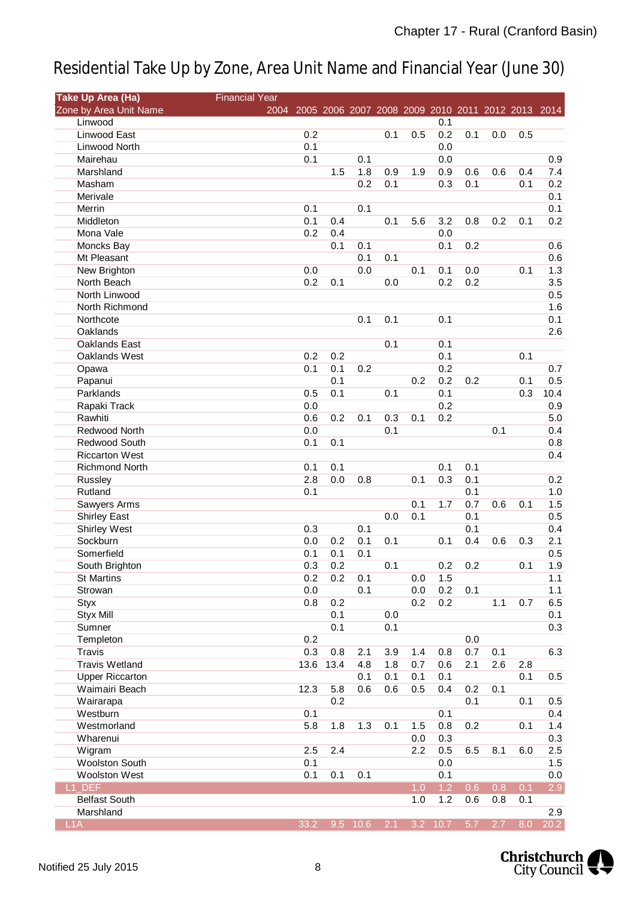# Residential Take Up by Zone, Area Unit Name and Financial Year (June 30)

| Take Up Area (Ha) | Financial Year | | | | | | | | | | |
|---|---|---|---|---|---|---|---|---|---|---|---|
| Zone by Area Unit Name | 2004 | 2005 | 2006 | 2007 | 2008 | 2009 | 2010 | 2011 | 2012 | 2013 | 2014 |
| Linwood | | | | | | | 0.1 | | | | |
| Linwood East | | 0.2 | | | 0.1 | 0.5 | 0.2 | 0.1 | 0.0 | 0.5 | |
| Linwood North | | 0.1 | | | | | 0.0 | | | | |
| Mairehau | | 0.1 | | 0.1 | | | 0.0 | | | | 0.9 |
| Marshland | | | 1.5 | 1.8 | 0.9 | 1.9 | 0.9 | 0.6 | 0.6 | 0.4 | 7.4 |
| Masham | | | | 0.2 | 0.1 | | 0.3 | 0.1 | | 0.1 | 0.2 |
| Merivale | | | | | | | | | | | 0.1 |
| Merrin | | 0.1 | | 0.1 | | | | | | | 0.1 |
| Middleton | | 0.1 | 0.4 | | 0.1 | 5.6 | 3.2 | 0.8 | 0.2 | 0.1 | 0.2 |
| Mona Vale | | 0.2 | 0.4 | | | | 0.0 | | | | |
| Moncks Bay | | | 0.1 | 0.1 | | | 0.1 | 0.2 | | | 0.6 |
| Mt Pleasant | | | | 0.1 | 0.1 | | | | | | 0.6 |
| New Brighton | | 0.0 | | 0.0 | | 0.1 | 0.1 | 0.0 | | 0.1 | 1.3 |
| North Beach | | 0.2 | 0.1 | | 0.0 | | 0.2 | 0.2 | | | 3.5 |
| North Linwood | | | | | | | | | | | 0.5 |
| North Richmond | | | | | | | | | | | 1.6 |
| Northcote | | | | 0.1 | 0.1 | | 0.1 | | | | 0.1 |
| Oaklands | | | | | | | | | | | 2.6 |
| Oaklands East | | | | | 0.1 | | 0.1 | | | | |
| Oaklands West | | 0.2 | 0.2 | | | | 0.1 | | | 0.1 | |
| Opawa | | 0.1 | 0.1 | 0.2 | | | 0.2 | | | | 0.7 |
| Papanui | | | 0.1 | | | 0.2 | 0.2 | 0.2 | | 0.1 | 0.5 |
| Parklands | | 0.5 | 0.1 | | 0.1 | | 0.1 | | | 0.3 | 10.4 |
| Rapaki Track | | 0.0 | | | | | 0.2 | | | | 0.9 |
| Rawhiti | | 0.6 | 0.2 | 0.1 | 0.3 | 0.1 | 0.2 | | | | 5.0 |
| Redwood North | | 0.0 | | | 0.1 | | | | 0.1 | | 0.4 |
| Redwood South | | 0.1 | 0.1 | | | | | | | | 0.8 |
| Riccarton West | | | | | | | | | | | 0.4 |
| Richmond North | | 0.1 | 0.1 | | | | 0.1 | 0.1 | | | |
| Russley | | 2.8 | 0.0 | 0.8 | | 0.1 | 0.3 | 0.1 | | | 0.2 |
| Rutland | | 0.1 | | | | | | 0.1 | | | 1.0 |
| Sawyers Arms | | | | | | 0.1 | 1.7 | 0.7 | 0.6 | 0.1 | 1.5 |
| Shirley East | | | | | 0.0 | 0.1 | | 0.1 | | | 0.5 |
| Shirley West | | 0.3 | | 0.1 | | | | 0.1 | | | 0.4 |
| Sockburn | | 0.0 | 0.2 | 0.1 | 0.1 | | 0.1 | 0.4 | 0.6 | 0.3 | 2.1 |
| Somerfield | | 0.1 | 0.1 | 0.1 | | | | | | | 0.5 |
| South Brighton | | 0.3 | 0.2 | | 0.1 | | 0.2 | 0.2 | | 0.1 | 1.9 |
| St Martins | | 0.2 | 0.2 | 0.1 | | 0.0 | 1.5 | | | | 1.1 |
| Strowan | | 0.0 | | 0.1 | | 0.0 | 0.2 | 0.1 | | | 1.1 |
| Styx | | 0.8 | 0.2 | | | 0.2 | 0.2 | | 1.1 | 0.7 | 6.5 |
| Styx Mill | | | 0.1 | | 0.0 | | | | | | 0.1 |
| Sumner | | | 0.1 | | 0.1 | | | | | | 0.3 |
| Templeton | | 0.2 | | | | | | 0.0 | | | |
| Travis | | 0.3 | 0.8 | 2.1 | 3.9 | 1.4 | 0.8 | 0.7 | 0.1 | | 6.3 |
| Travis Wetland | | 13.6 | 13.4 | 4.8 | 1.8 | 0.7 | 0.6 | 2.1 | 2.6 | 2.8 | |
| Upper Riccarton | | | | 0.1 | 0.1 | 0.1 | 0.1 | | | 0.1 | 0.5 |
| Waimairi Beach | | 12.3 | 5.8 | 0.6 | 0.6 | 0.5 | 0.4 | 0.2 | 0.1 | | |
| Wairarapa | | | 0.2 | | | | | 0.1 | | 0.1 | 0.5 |
| Westburn | | 0.1 | | | | | 0.1 | | | | 0.4 |
| Westmorland | | 5.8 | 1.8 | 1.3 | 0.1 | 1.5 | 0.8 | 0.2 | | 0.1 | 1.4 |
| Wharenui | | | | | | 0.0 | 0.3 | | | | 0.3 |
| Wigram | | 2.5 | 2.4 | | | 2.2 | 0.5 | 6.5 | 8.1 | 6.0 | 2.5 |
| Woolston South | | 0.1 | | | | | 0.0 | | | | 1.5 |
| Woolston West | | 0.1 | 0.1 | 0.1 | | | 0.1 | | | | 0.0 |
| L1_DEF | | | | | | 1.0 | 1.2 | 0.6 | 0.8 | 0.1 | 2.9 |
| Belfast South | | | | | | 1.0 | 1.2 | 0.6 | 0.8 | 0.1 | |
| Marshland | | | | | | | | | | | 2.9 |
| L1A | | 33.2 | 9.5 | 10.6 | 2.1 | 3.2 | 10.7 | 5.7 | 2.7 | 8.0 | 20.2 |

Notified 25 July 2015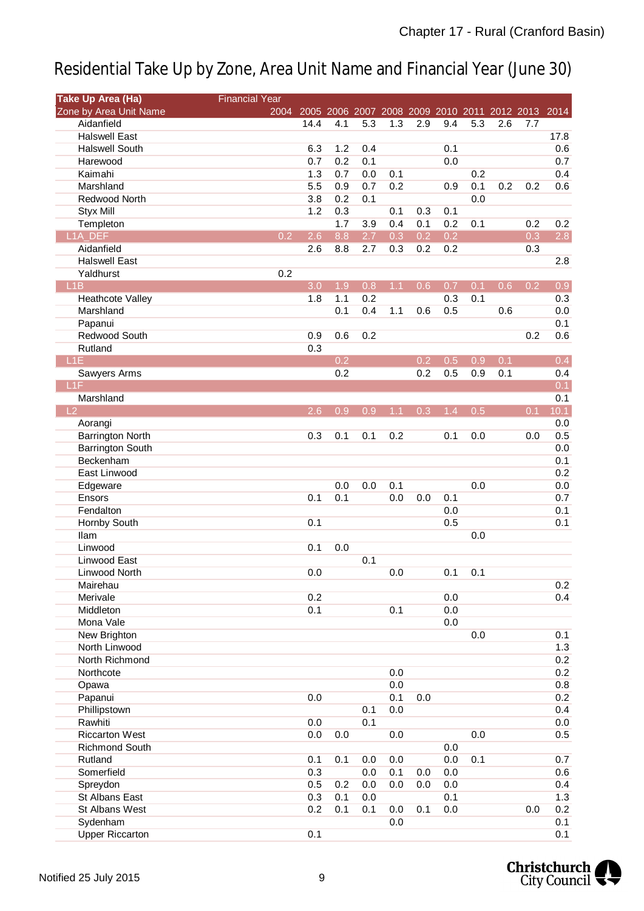# Residential Take Up by Zone, Area Unit Name and Financial Year (June 30)

| Take Up Area (Ha) | Financial Year | | | | | | | | | | |
|---|---|---|---|---|---|---|---|---|---|---|---|
| Zone by Area Unit Name | 2004 | 2005 | 2006 | 2007 | 2008 | 2009 | 2010 | 2011 | 2012 | 2013 | 2014 |
| Aidanfield | | 14.4 | 4.1 | 5.3 | 1.3 | 2.9 | 9.4 | 5.3 | 2.6 | 7.7 | |
| Halswell East | | | | | | | | | | | 17.8 |
| Halswell South | | 6.3 | 1.2 | 0.4 | | | 0.1 | | | | 0.6 |
| Harewood | | 0.7 | 0.2 | 0.1 | | | 0.0 | | | | 0.7 |
| Kaimahi | | 1.3 | 0.7 | 0.0 | 0.1 | | | 0.2 | | | 0.4 |
| Marshland | | 5.5 | 0.9 | 0.7 | 0.2 | | 0.9 | 0.1 | 0.2 | 0.2 | 0.6 |
| Redwood North | | 3.8 | 0.2 | 0.1 | | | | 0.0 | | | |
| Styx Mill | | 1.2 | 0.3 | | 0.1 | 0.3 | 0.1 | | | | |
| Templeton | | | 1.7 | 3.9 | 0.4 | 0.1 | 0.2 | 0.1 | | 0.2 | 0.2 |
| L1A_DEF | 0.2 | 2.6 | 8.8 | 2.7 | 0.3 | 0.2 | 0.2 | | | 0.3 | 2.8 |
| Aidanfield | | 2.6 | 8.8 | 2.7 | 0.3 | 0.2 | 0.2 | | | 0.3 | |
| Halswell East | | | | | | | | | | | 2.8 |
| Yaldhurst | 0.2 | | | | | | | | | | |
| L1B | | 3.0 | 1.9 | 0.8 | 1.1 | 0.6 | 0.7 | 0.1 | 0.6 | 0.2 | 0.9 |
| Heathcote Valley | | 1.8 | 1.1 | 0.2 | | | 0.3 | 0.1 | | | 0.3 |
| Marshland | | | 0.1 | 0.4 | 1.1 | 0.6 | 0.5 | | 0.6 | | 0.0 |
| Papanui | | | | | | | | | | | 0.1 |
| Redwood South | | 0.9 | 0.6 | 0.2 | | | | | | 0.2 | 0.6 |
| Rutland | | 0.3 | | | | | | | | | |
| L1E | | | 0.2 | | | 0.2 | 0.5 | 0.9 | 0.1 | | 0.4 |
| Sawyers Arms | | | 0.2 | | | 0.2 | 0.5 | 0.9 | 0.1 | | 0.4 |
| L1F | | | | | | | | | | | 0.1 |
| Marshland | | | | | | | | | | | 0.1 |
| L2 | | 2.6 | 0.9 | 0.9 | 1.1 | 0.3 | 1.4 | 0.5 | | 0.1 | 10.1 |
| Aorangi | | | | | | | | | | | 0.0 |
| Barrington North | | 0.3 | 0.1 | 0.1 | 0.2 | | 0.1 | 0.0 | | 0.0 | 0.5 |
| Barrington South | | | | | | | | | | | 0.0 |
| Beckenham | | | | | | | | | | | 0.1 |
| East Linwood | | | | | | | | | | | 0.2 |
| Edgeware | | | 0.0 | 0.0 | 0.1 | | | 0.0 | | | 0.0 |
| Ensors | | 0.1 | 0.1 | | 0.0 | 0.0 | 0.1 | | | | 0.7 |
| Fendalton | | | | | | | 0.0 | | | | 0.1 |
| Hornby South | | 0.1 | | | | | 0.5 | | | | 0.1 |
| Ilam | | | | | | | | 0.0 | | | |
| Linwood | | 0.1 | 0.0 | | | | | | | | |
| Linwood East | | | | 0.1 | | | | | | | |
| Linwood North | | 0.0 | | | 0.0 | | 0.1 | 0.1 | | | |
| Mairehau | | | | | | | | | | | 0.2 |
| Merivale | | 0.2 | | | | | 0.0 | | | | 0.4 |
| Middleton | | 0.1 | | | 0.1 | | 0.0 | | | | |
| Mona Vale | | | | | | | 0.0 | | | | |
| New Brighton | | | | | | | | 0.0 | | | 0.1 |
| North Linwood | | | | | | | | | | | 1.3 |
| North Richmond | | | | | | | | | | | 0.2 |
| Northcote | | | | | 0.0 | | | | | | 0.2 |
| Opawa | | | | | 0.0 | | | | | | 0.8 |
| Papanui | | 0.0 | | | 0.1 | 0.0 | | | | | 0.2 |
| Phillipstown | | | | 0.1 | 0.0 | | | | | | 0.4 |
| Rawhiti | | 0.0 | | 0.1 | | | | | | | 0.0 |
| Riccarton West | | 0.0 | 0.0 | | 0.0 | | | 0.0 | | | 0.5 |
| Richmond South | | | | | | | 0.0 | | | | |
| Rutland | | 0.1 | 0.1 | 0.0 | 0.0 | | 0.0 | 0.1 | | | 0.7 |
| Somerfield | | 0.3 | | 0.0 | 0.1 | 0.0 | 0.0 | | | | 0.6 |
| Spreydon | | 0.5 | 0.2 | 0.0 | 0.0 | 0.0 | 0.0 | | | | 0.4 |
| St Albans East | | 0.3 | 0.1 | 0.0 | | | 0.1 | | | | 1.3 |
| St Albans West | | 0.2 | 0.1 | 0.1 | 0.0 | 0.1 | 0.0 | | | 0.0 | 0.2 |
| Sydenham | | | | | 0.0 | | | | | | 0.1 |
| Upper Riccarton | | 0.1 | | | | | | | | | 0.1 |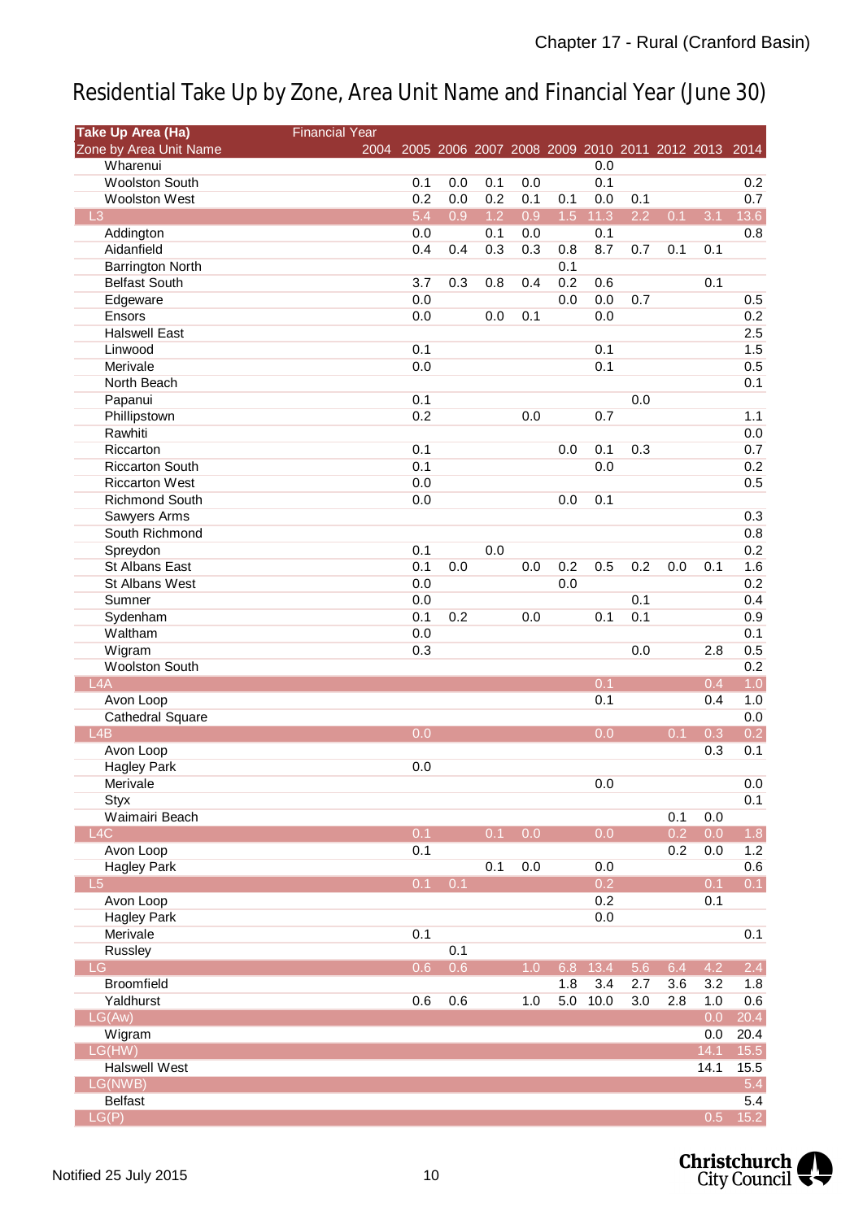# Residential Take Up by Zone, Area Unit Name and Financial Year (June 30)

| Take Up Area (Ha) | Financial Year | | | | | | | | | | |
|---|---|---|---|---|---|---|---|---|---|---|---|
| Zone by Area Unit Name | 2004 | 2005 | 2006 | 2007 | 2008 | 2009 | 2010 | 2011 | 2012 | 2013 | 2014 |
| Wharenui | | | | | | | 0.0 | | | | |
| Woolston South | | 0.1 | 0.0 | 0.1 | 0.0 | | 0.1 | | | | 0.2 |
| Woolston West | | 0.2 | 0.0 | 0.2 | 0.1 | 0.1 | 0.0 | 0.1 | | | 0.7 |
| L3 | | 5.4 | 0.9 | 1.2 | 0.9 | 1.5 | 11.3 | 2.2 | 0.1 | 3.1 | 13.6 |
| Addington | | 0.0 | | 0.1 | 0.0 | | 0.1 | | | | 0.8 |
| Aidanfield | | 0.4 | 0.4 | 0.3 | 0.3 | 0.8 | 8.7 | 0.7 | 0.1 | 0.1 | |
| Barrington North | | | | | | 0.1 | | | | | |
| Belfast South | | 3.7 | 0.3 | 0.8 | 0.4 | 0.2 | 0.6 | | | 0.1 | |
| Edgeware | | 0.0 | | | | 0.0 | 0.0 | 0.7 | | | 0.5 |
| Ensors | | 0.0 | | 0.0 | 0.1 | | 0.0 | | | | 0.2 |
| Halswell East | | | | | | | | | | | 2.5 |
| Linwood | | 0.1 | | | | | 0.1 | | | | 1.5 |
| Merivale | | 0.0 | | | | | 0.1 | | | | 0.5 |
| North Beach | | | | | | | | | | | 0.1 |
| Papanui | | 0.1 | | | | | | 0.0 | | | |
| Phillipstown | | 0.2 | | | 0.0 | | 0.7 | | | | 1.1 |
| Rawhiti | | | | | | | | | | | 0.0 |
| Riccarton | | 0.1 | | | | 0.0 | 0.1 | 0.3 | | | 0.7 |
| Riccarton South | | 0.1 | | | | | 0.0 | | | | 0.2 |
| Riccarton West | | 0.0 | | | | | | | | | 0.5 |
| Richmond South | | 0.0 | | | | 0.0 | 0.1 | | | | |
| Sawyers Arms | | | | | | | | | | | 0.3 |
| South Richmond | | | | | | | | | | | 0.8 |
| Spreydon | | 0.1 | | 0.0 | | | | | | | 0.2 |
| St Albans East | | 0.1 | 0.0 | | 0.0 | 0.2 | 0.5 | 0.2 | 0.0 | 0.1 | 1.6 |
| St Albans West | | 0.0 | | | | 0.0 | | | | | 0.2 |
| Sumner | | 0.0 | | | | | | 0.1 | | | 0.4 |
| Sydenham | | 0.1 | 0.2 | | 0.0 | | 0.1 | 0.1 | | | 0.9 |
| Waltham | | 0.0 | | | | | | | | | 0.1 |
| Wigram | | 0.3 | | | | | | 0.0 | | 2.8 | 0.5 |
| Woolston South | | | | | | | | | | | 0.2 |
| L4A | | | | | | | 0.1 | | | 0.4 | 1.0 |
| Avon Loop | | | | | | | 0.1 | | | 0.4 | 1.0 |
| Cathedral Square | | | | | | | | | | | 0.0 |
| L4B | | 0.0 | | | | | 0.0 | | 0.1 | 0.3 | 0.2 |
| Avon Loop | | | | | | | | | | 0.3 | 0.1 |
| Hagley Park | | 0.0 | | | | | | | | | |
| Merivale | | | | | | | 0.0 | | | | 0.0 |
| Styx | | | | | | | | | | | 0.1 |
| Waimairi Beach | | | | | | | | | 0.1 | 0.0 | |
| L4C | | 0.1 | | 0.1 | 0.0 | | 0.0 | | 0.2 | 0.0 | 1.8 |
| Avon Loop | | 0.1 | | | | | | | 0.2 | 0.0 | 1.2 |
| Hagley Park | | | | 0.1 | 0.0 | | 0.0 | | | | 0.6 |
| L5 | | 0.1 | 0.1 | | | | 0.2 | | | 0.1 | 0.1 |
| Avon Loop | | | | | | | 0.2 | | | 0.1 | |
| Hagley Park | | | | | | | 0.0 | | | | |
| Merivale | | 0.1 | | | | | | | | | 0.1 |
| Russley | | | 0.1 | | | | | | | | |
| LG | | 0.6 | 0.6 | | 1.0 | 6.8 | 13.4 | 5.6 | 6.4 | 4.2 | 2.4 |
| Broomfield | | | | | | 1.8 | 3.4 | 2.7 | 3.6 | 3.2 | 1.8 |
| Yaldhurst | | 0.6 | 0.6 | | 1.0 | 5.0 | 10.0 | 3.0 | 2.8 | 1.0 | 0.6 |
| LG(Aw) | | | | | | | | | | 0.0 | 20.4 |
| Wigram | | | | | | | | | | 0.0 | 20.4 |
| LG(HW) | | | | | | | | | | 14.1 | 15.5 |
| Halswell West | | | | | | | | | | 14.1 | 15.5 |
| LG(NWB) | | | | | | | | | | | 5.4 |
| Belfast | | | | | | | | | | | 5.4 |
| LG(P) | | | | | | | | | | 0.5 | 15.2 |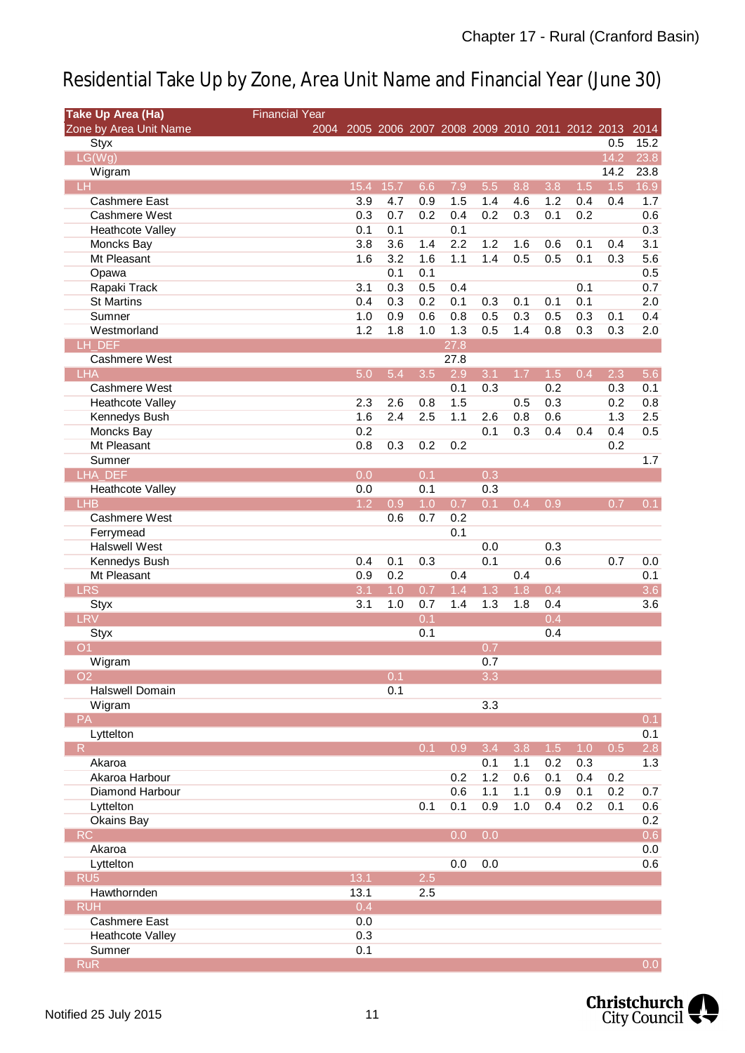# Residential Take Up by Zone, Area Unit Name and Financial Year (June 30)

| Take Up Area (Ha) | Financial Year | | | | | | | | | | |
|---|---|---|---|---|---|---|---|---|---|---|---|
| Zone by Area Unit Name | 2004 | 2005 | 2006 | 2007 | 2008 | 2009 | 2010 | 2011 | 2012 | 2013 | 2014 |
| Styx | | | | | | | | | | 0.5 | 15.2 |
| LG(Wg) | | | | | | | | | | 14.2 | 23.8 |
| Wigram | | | | | | | | | | 14.2 | 23.8 |
| LH | | 15.4 | 15.7 | 6.6 | 7.9 | 5.5 | 8.8 | 3.8 | 1.5 | 1.5 | 16.9 |
| Cashmere East | | 3.9 | 4.7 | 0.9 | 1.5 | 1.4 | 4.6 | 1.2 | 0.4 | 0.4 | 1.7 |
| Cashmere West | | 0.3 | 0.7 | 0.2 | 0.4 | 0.2 | 0.3 | 0.1 | 0.2 | | 0.6 |
| Heathcote Valley | | 0.1 | 0.1 | | 0.1 | | | | | | 0.3 |
| Moncks Bay | | 3.8 | 3.6 | 1.4 | 2.2 | 1.2 | 1.6 | 0.6 | 0.1 | 0.4 | 3.1 |
| Mt Pleasant | | 1.6 | 3.2 | 1.6 | 1.1 | 1.4 | 0.5 | 0.5 | 0.1 | 0.3 | 5.6 |
| Opawa | | | 0.1 | 0.1 | | | | | | | 0.5 |
| Rapaki Track | | 3.1 | 0.3 | 0.5 | 0.4 | | | | 0.1 | | 0.7 |
| St Martins | | 0.4 | 0.3 | 0.2 | 0.1 | 0.3 | 0.1 | 0.1 | 0.1 | | 2.0 |
| Sumner | | 1.0 | 0.9 | 0.6 | 0.8 | 0.5 | 0.3 | 0.5 | 0.3 | 0.1 | 0.4 |
| Westmorland | | 1.2 | 1.8 | 1.0 | 1.3 | 0.5 | 1.4 | 0.8 | 0.3 | 0.3 | 2.0 |
| LH_DEF | | | | | 27.8 | | | | | | |
| Cashmere West | | | | | 27.8 | | | | | | |
| LHA | | 5.0 | 5.4 | 3.5 | 2.9 | 3.1 | 1.7 | 1.5 | 0.4 | 2.3 | 5.6 |
| Cashmere West | | | | | 0.1 | 0.3 | | 0.2 | | 0.3 | 0.1 |
| Heathcote Valley | | 2.3 | 2.6 | 0.8 | 1.5 | | 0.5 | 0.3 | | 0.2 | 0.8 |
| Kennedys Bush | | 1.6 | 2.4 | 2.5 | 1.1 | 2.6 | 0.8 | 0.6 | | 1.3 | 2.5 |
| Moncks Bay | | 0.2 | | | | 0.1 | 0.3 | 0.4 | 0.4 | 0.4 | 0.5 |
| Mt Pleasant | | 0.8 | 0.3 | 0.2 | 0.2 | | | | | 0.2 | |
| Sumner | | | | | | | | | | | 1.7 |
| LHA_DEF | | 0.0 | | 0.1 | | 0.3 | | | | | |
| Heathcote Valley | | 0.0 | | 0.1 | | 0.3 | | | | | |
| LHB | | 1.2 | 0.9 | 1.0 | 0.7 | 0.1 | 0.4 | 0.9 | | 0.7 | 0.1 |
| Cashmere West | | | 0.6 | 0.7 | 0.2 | | | | | | |
| Ferrymead | | | | | 0.1 | | | | | | |
| Halswell West | | | | | | 0.0 | | 0.3 | | | |
| Kennedys Bush | | 0.4 | 0.1 | 0.3 | | 0.1 | | 0.6 | | 0.7 | 0.0 |
| Mt Pleasant | | 0.9 | 0.2 | | 0.4 | | 0.4 | | | | 0.1 |
| LRS | | 3.1 | 1.0 | 0.7 | 1.4 | 1.3 | 1.8 | 0.4 | | | 3.6 |
| Styx | | 3.1 | 1.0 | 0.7 | 1.4 | 1.3 | 1.8 | 0.4 | | | 3.6 |
| LRV | | | | 0.1 | | | | 0.4 | | | |
| Styx | | | | 0.1 | | | | 0.4 | | | |
| O1 | | | | | | 0.7 | | | | | |
| Wigram | | | | | | 0.7 | | | | | |
| O2 | | | 0.1 | | | 3.3 | | | | | |
| Halswell Domain | | | 0.1 | | | | | | | | |
| Wigram | | | | | | 3.3 | | | | | |
| PA | | | | | | | | | | | 0.1 |
| Lyttelton | | | | | | | | | | | 0.1 |
| R | | | | 0.1 | 0.9 | 3.4 | 3.8 | 1.5 | 1.0 | 0.5 | 2.8 |
| Akaroa | | | | | | 0.1 | 1.1 | 0.2 | 0.3 | | 1.3 |
| Akaroa Harbour | | | | | 0.2 | 1.2 | 0.6 | 0.1 | 0.4 | 0.2 | |
| Diamond Harbour | | | | | 0.6 | 1.1 | 1.1 | 0.9 | 0.1 | 0.2 | 0.7 |
| Lyttelton | | | | 0.1 | 0.1 | 0.9 | 1.0 | 0.4 | 0.2 | 0.1 | 0.6 |
| Okains Bay | | | | | | | | | | | 0.2 |
| RC | | | | | 0.0 | 0.0 | | | | | 0.6 |
| Akaroa | | | | | | | | | | | 0.0 |
| Lyttelton | | | | | 0.0 | 0.0 | | | | | 0.6 |
| RU5 | | 13.1 | | 2.5 | | | | | | | |
| Hawthornden | | 13.1 | | 2.5 | | | | | | | |
| RUH | | 0.4 | | | | | | | | | |
| Cashmere East | | 0.0 | | | | | | | | | |
| Heathcote Valley | | 0.3 | | | | | | | | | |
| Sumner | | 0.1 | | | | | | | | | |
| RuR | | | | | | | | | | | 0.0 |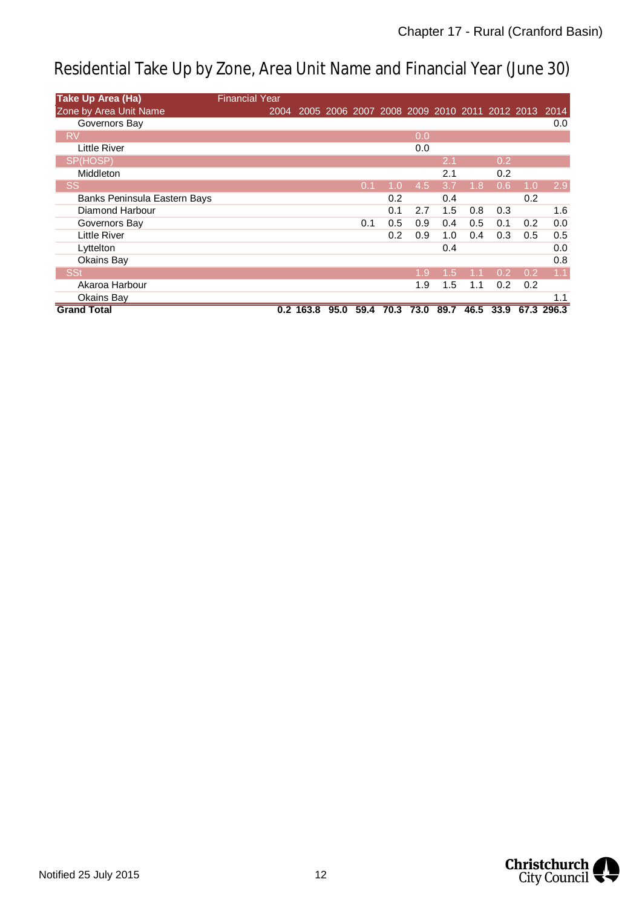# Residential Take Up by Zone, Area Unit Name and Financial Year (June 30)

| Take Up Area (Ha) | Financial Year | | | | | | | | | | |
|---|---|---|---|---|---|---|---|---|---|---|---|
| Zone by Area Unit Name | 2004 | 2005 | 2006 | 2007 | 2008 | 2009 | 2010 | 2011 | 2012 | 2013 | 2014 |
| Governors Bay | | | | | | | | | | | 0.0 |
| RV | | | | | | 0.0 | | | | | |
| Little River | | | | | | 0.0 | | | | | |
| SP(HOSP) | | | | | | | 2.1 | | 0.2 | | |
| Middleton | | | | | | | 2.1 | | 0.2 | | |
| SS | | | | 0.1 | 1.0 | 4.5 | 3.7 | 1.8 | 0.6 | 1.0 | 2.9 |
| Banks Peninsula Eastern Bays | | | | | 0.2 | | 0.4 | | | 0.2 | |
| Diamond Harbour | | | | | 0.1 | 2.7 | 1.5 | 0.8 | 0.3 | | 1.6 |
| Governors Bay | | | | 0.1 | 0.5 | 0.9 | 0.4 | 0.5 | 0.1 | 0.2 | 0.0 |
| Little River | | | | | 0.2 | 0.9 | 1.0 | 0.4 | 0.3 | 0.5 | 0.5 |
| Lyttelton | | | | | | | 0.4 | | | | 0.0 |
| Okains Bay | | | | | | | | | | | 0.8 |
| SSt | | | | | | 1.9 | 1.5 | 1.1 | 0.2 | 0.2 | 1.1 |
| Akaroa Harbour | | | | | | 1.9 | 1.5 | 1.1 | 0.2 | 0.2 | |
| Okains Bay | | | | | | | | | | | 1.1 |
| **Grand Total** | **0.2** | **163.8** | **95.0** | **59.4** | **70.3** | **73.0** | **89.7** | **46.5** | **33.9** | **67.3** | **296.3** |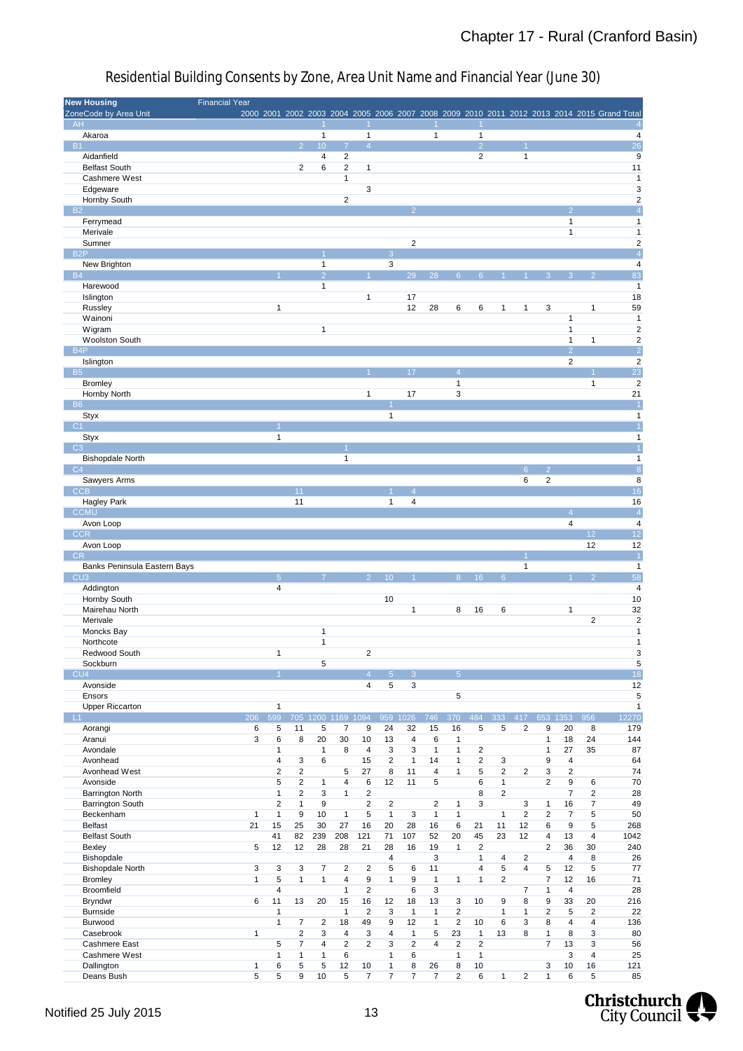# Residential Building Consents by Zone, Area Unit Name and Financial Year (June 30)

| New Housing | Financial Year | | | | | | | | | | | | | | | | |
|---|---|---|---|---|---|---|---|---|---|---|---|---|---|---|---|---|---|
| ZoneCode by Area Unit | 2000 | 2001 | 2002 | 2003 | 2004 | 2005 | 2006 | 2007 | 2008 | 2009 | 2010 | 2011 | 2012 | 2013 | 2014 | 2015 | Grand Total |
| AH | | | | 1 | | 1 | | | 1 | | 1 | | | | | | 4 |
| Akaroa | | | | 1 | | 1 | | | 1 | | 1 | | | | | | 4 |
| B1 | | | 2 | 10 | 7 | 4 | | | | | 2 | | 1 | | | | 26 |
| Aidanfield | | | | 4 | 2 | | | | | | 2 | | 1 | | | | 9 |
| Belfast South | | | 2 | 6 | 2 | 1 | | | | | | | | | | | 11 |
| Cashmere West | | | | | 1 | | | | | | | | | | | | 1 |
| Edgeware | | | | | | 3 | | | | | | | | | | | 3 |
| Hornby South | | | | | 2 | | | | | | | | | | | | 2 |
| B2 | | | | | | | | 2 | | | | | | | 2 | | 4 |
| Ferrymead | | | | | | | | | | | | | | | 1 | | 1 |
| Merivale | | | | | | | | | | | | | | | 1 | | 1 |
| Sumner | | | | | | | | 2 | | | | | | | | | 2 |
| B2P | | | | 1 | | | 3 | | | | | | | | | | 4 |
| New Brighton | | | | 1 | | | 3 | | | | | | | | | | 4 |
| B4 | | 1 | | 2 | | 1 | | 29 | 28 | 6 | 6 | 1 | 1 | 3 | 3 | 2 | 83 |
| Harewood | | | | 1 | | | | | | | | | | | | | 1 |
| Islington | | | | | | 1 | | 17 | | | | | | | | | 18 |
| Russley | | 1 | | | | | | 12 | 28 | 6 | 6 | 1 | 1 | 3 | | 1 | 59 |
| Wainoni | | | | | | | | | | | | | | | 1 | | 1 |
| Wigram | | | | 1 | | | | | | | | | | | 1 | | 2 |
| Woolston South | | | | | | | | | | | | | | | 1 | 1 | 2 |
| B4P | | | | | | | | | | | | | | | 2 | | 2 |
| Islington | | | | | | | | | | | | | | | 2 | | 2 |
| B5 | | | | | | 1 | | 17 | | 4 | | | | | | 1 | 23 |
| Bromley | | | | | | | | | | 1 | | | | | | 1 | 2 |
| Hornby North | | | | | | 1 | | 17 | | 3 | | | | | | | 21 |
| B6 | | | | | | | 1 | | | | | | | | | | 1 |
| Styx | | | | | | | 1 | | | | | | | | | | 1 |
| C1 | | 1 | | | | | | | | | | | | | | | 1 |
| Styx | | 1 | | | | | | | | | | | | | | | 1 |
| C3 | | | | | 1 | | | | | | | | | | | | 1 |
| Bishopdale North | | | | | 1 | | | | | | | | | | | | 1 |
| C4 | | | | | | | | | | | | | 6 | 2 | | | 8 |
| Sawyers Arms | | | | | | | | | | | | | 6 | 2 | | | 8 |
| CCB | | | 11 | | | | 1 | 4 | | | | | | | | | 16 |
| Hagley Park | | | 11 | | | | 1 | 4 | | | | | | | | | 16 |
| CCMU | | | | | | | | | | | | | | | 4 | | 4 |
| Avon Loop | | | | | | | | | | | | | | | 4 | | 4 |
| CCR | | | | | | | | | | | | | | | | 12 | 12 |
| Avon Loop | | | | | | | | | | | | | | | | 12 | 12 |
| CR | | | | | | | | | | | | | 1 | | | | 1 |
| Banks Peninsula Eastern Bays | | | | | | | | | | | | | 1 | | | | 1 |
| CU3 | | 5 | | 7 | | 2 | 10 | 1 | | 8 | 16 | 6 | | | 1 | 2 | 58 |
| Addington | | 4 | | | | | | | | | | | | | | | 4 |
| Hornby South | | | | | | | 10 | | | | | | | | | | 10 |
| Mairehau North | | | | | | | | 1 | | 8 | 16 | 6 | | | 1 | | 32 |
| Merivale | | | | | | | | | | | | | | | | 2 | 2 |
| Moncks Bay | | | | 1 | | | | | | | | | | | | | 1 |
| Northcote | | | | 1 | | | | | | | | | | | | | 1 |
| Redwood South | | 1 | | | | 2 | | | | | | | | | | | 3 |
| Sockburn | | | | 5 | | | | | | | | | | | | | 5 |
| CU4 | | 1 | | | | 4 | 5 | 3 | | 5 | | | | | | | 18 |
| Avonside | | | | | | 4 | 5 | 3 | | | | | | | | | 12 |
| Ensors | | | | | | | | | | 5 | | | | | | | 5 |
| Upper Riccarton | | 1 | | | | | | | | | | | | | | | 1 |
| L1 | 206 | 599 | 705 | 1200 | 1169 | 1094 | 959 | 1026 | 746 | 370 | 484 | 333 | 417 | 653 | 1353 | 956 | 12270 |
| Aorangi | 6 | 5 | 11 | 5 | 7 | 9 | 24 | 32 | 15 | 16 | 5 | 5 | 2 | 9 | 20 | 8 | 179 |
| Aranui | 3 | 6 | 8 | 20 | 30 | 10 | 13 | 4 | 6 | 1 | | | | 1 | 18 | 24 | 144 |
| Avondale | | 1 | | 1 | 8 | 4 | 3 | 3 | 1 | 1 | 2 | | | 1 | 27 | 35 | 87 |
| Avonhead | | 4 | 3 | 6 | | 15 | 2 | 1 | 14 | 1 | 2 | 3 | | 9 | 4 | | 64 |
| Avonhead West | | 2 | 2 | | 5 | 27 | 8 | 11 | 4 | 1 | 5 | 2 | 2 | 3 | 2 | | 74 |
| Avonside | | 5 | 2 | 1 | 4 | 6 | 12 | 11 | 5 | | 6 | 1 | | 2 | 9 | 6 | 70 |
| Barrington North | | 1 | 2 | 3 | 1 | 2 | | | | | 8 | 2 | | | 7 | 2 | 28 |
| Barrington South | | 2 | 1 | 9 | | 2 | 2 | | 2 | 1 | 3 | | 3 | 1 | 16 | 7 | 49 |
| Beckenham | 1 | 1 | 9 | 10 | 1 | 5 | 1 | 3 | 1 | 1 | | 1 | 2 | 2 | 7 | 5 | 50 |
| Belfast | 21 | 15 | 25 | 30 | 27 | 16 | 20 | 28 | 16 | 6 | 21 | 11 | 12 | 6 | 9 | 5 | 268 |
| Belfast South | | 41 | 82 | 239 | 208 | 121 | 71 | 107 | 52 | 20 | 45 | 23 | 12 | 4 | 13 | 4 | 1042 |
| Bexley | 5 | 12 | 12 | 28 | 28 | 21 | 28 | 16 | 19 | 1 | 2 | | | 2 | 36 | 30 | 240 |
| Bishopdale | | | | | | | 4 | | 3 | | 1 | 4 | 2 | | 4 | 8 | 26 |
| Bishopdale North | 3 | 3 | 3 | 7 | 2 | 2 | 5 | 6 | 11 | | 4 | 5 | 4 | 5 | 12 | 5 | 77 |
| Bromley | 1 | 5 | 1 | 1 | 4 | 9 | 1 | 9 | 1 | 1 | 1 | 2 | | 7 | 12 | 16 | 71 |
| Broomfield | | 4 | | | 1 | 2 | | 6 | 3 | | | | 7 | 1 | 4 | | 28 |
| Bryndwr | 6 | 11 | 13 | 20 | 15 | 16 | 12 | 18 | 13 | 3 | 10 | 9 | 8 | 9 | 33 | 20 | 216 |
| Burnside | | 1 | | | 1 | 2 | 3 | 1 | 1 | 2 | | 1 | 1 | 2 | 5 | 2 | 22 |
| Burwood | | 1 | 7 | 2 | 18 | 49 | 9 | 12 | 1 | 2 | 10 | 6 | 3 | 8 | 4 | 4 | 136 |
| Casebrook | 1 | | 2 | 3 | 4 | 3 | 4 | 1 | 5 | 23 | 1 | 13 | 8 | 1 | 8 | 3 | 80 |
| Cashmere East | | 5 | 7 | 4 | 2 | 2 | 3 | 2 | 4 | 2 | 2 | | | 7 | 13 | 3 | 56 |
| Cashmere West | | 1 | 1 | 1 | 6 | | 1 | 6 | | 1 | 1 | | | | 3 | 4 | 25 |
| Dallington | 1 | 6 | 5 | 5 | 12 | 10 | 1 | 8 | 26 | 8 | 10 | | | 3 | 10 | 16 | 121 |
| Deans Bush | 5 | 5 | 9 | 10 | 5 | 7 | 7 | 7 | 7 | 2 | 6 | 1 | 2 | 1 | 6 | 5 | 85 |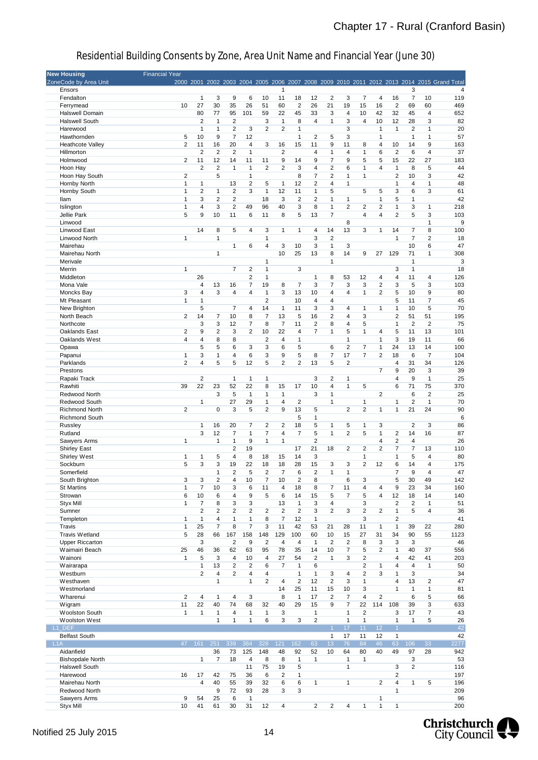# Residential Building Consents by Zone, Area Unit Name and Financial Year (June 30)

| New Housing | Financial Year | | | | | | | | | | | | | | | | |
|---|---|---|---|---|---|---|---|---|---|---|---|---|---|---|---|---|---|
| ZoneCode by Area Unit | 2000 | 2001 | 2002 | 2003 | 2004 | 2005 | 2006 | 2007 | 2008 | 2009 | 2010 | 2011 | 2012 | 2013 | 2014 | 2015 | Grand Total |
| Ensors | | | | | | | 1 | | | | | | | | 3 | | 4 |
| Fendalton | | 1 | 3 | 9 | 6 | 10 | 11 | 18 | 12 | 2 | 3 | 7 | 4 | 16 | 7 | 10 | 119 |
| Ferrymead | 10 | 27 | 30 | 35 | 26 | 51 | 60 | 2 | 26 | 21 | 19 | 15 | 16 | 2 | 69 | 60 | 469 |
| Halswell Domain | | 80 | 77 | 95 | 101 | 59 | 22 | 45 | 33 | 3 | 4 | 10 | 42 | 32 | 45 | 4 | 652 |
| Halswell South | | 2 | 1 | 2 | | 3 | 1 | 8 | 4 | 1 | 3 | 4 | 10 | 12 | 28 | 3 | 82 |
| Harewood | | 1 | 1 | 2 | 3 | 2 | 2 | 1 | | | 3 | | 1 | 1 | 2 | 1 | 20 |
| Hawthornden | 5 | 10 | 9 | 7 | 12 | | | 1 | 2 | 5 | 3 | | 1 | | 1 | 1 | 57 |
| Heathcote Valley | 2 | 11 | 16 | 20 | 4 | 3 | 16 | 15 | 11 | 9 | 11 | 8 | 4 | 10 | 14 | 9 | 163 |
| Hillmorton | | 2 | 2 | 2 | 1 | | 2 | | 4 | 1 | 4 | 1 | 6 | 2 | 6 | 4 | 37 |
| Holmwood | 2 | 11 | 12 | 14 | 11 | 11 | 9 | 14 | 9 | 7 | 9 | 5 | 5 | 15 | 22 | 27 | 183 |
| Hoon Hay | | 2 | 2 | 1 | 1 | 2 | 2 | 3 | 4 | 2 | 6 | 1 | 4 | 1 | 8 | 5 | 44 |
| Hoon Hay South | 2 | | 5 | | 1 | | | 8 | 7 | 2 | 1 | 1 | | 2 | 10 | 3 | 42 |
| Hornby North | 1 | 1 | | 13 | 2 | 5 | 1 | 12 | 2 | 4 | 1 | | | 1 | 4 | 1 | 48 |
| Hornby South | 1 | 2 | 1 | 2 | 3 | 1 | 12 | 11 | 1 | 5 | | 5 | 5 | 3 | 6 | 3 | 61 |
| Ilam | 1 | 3 | 2 | 2 | | 18 | 3 | 2 | 2 | 1 | 1 | | 1 | 5 | 1 | | 42 |
| Islington | 1 | 4 | 3 | 2 | 49 | 96 | 40 | 3 | 8 | 1 | 2 | 2 | 2 | 1 | 3 | 1 | 218 |
| Jellie Park | 5 | 9 | 10 | 11 | 6 | 11 | 8 | 5 | 13 | 7 | | 4 | 4 | 2 | 5 | 3 | 103 |
| Linwood | | | | | | | | | | | 8 | | | | | 1 | 9 |
| Linwood East | | 14 | 8 | 5 | 4 | 3 | 1 | 1 | 4 | 14 | 13 | 3 | 1 | 14 | 7 | 8 | 100 |
| Linwood North | 1 | | 1 | | | 1 | | | 3 | 2 | | | | 1 | 7 | 2 | 18 |
| Mairehau | | | | 1 | 6 | 4 | 3 | 10 | 3 | 1 | 3 | | | | 10 | 6 | 47 |
| Mairehau North | | | 1 | | | | 10 | 25 | 13 | 8 | 14 | 9 | 27 | 129 | 71 | 1 | 308 |
| Merivale | | | | | | 1 | | | | 1 | | | | | 1 | | 3 |
| Merrin | 1 | | | 7 | 2 | 1 | | 3 | | | | | | 3 | 1 | | 18 |
| Middleton | | 26 | | | 2 | 1 | | | 1 | 8 | 53 | 12 | 4 | 4 | 11 | 4 | 126 |
| Mona Vale | | 4 | 13 | 16 | 7 | 19 | 8 | 7 | 3 | 7 | 3 | 3 | 2 | 3 | 5 | 3 | 103 |
| Moncks Bay | 3 | 4 | 3 | 4 | 4 | 1 | 3 | 13 | 10 | 4 | 4 | 1 | 2 | 5 | 10 | 9 | 80 |
| Mt Pleasant | 1 | 1 | | | | 2 | | 10 | 4 | 4 | | | | 5 | 11 | 7 | 45 |
| New Brighton | | 5 | | 7 | 4 | 14 | 1 | 11 | 3 | 3 | 4 | 1 | 1 | 1 | 10 | 5 | 70 |
| North Beach | 2 | 14 | 7 | 10 | 8 | 7 | 13 | 5 | 16 | 2 | 4 | 3 | | 2 | 51 | 51 | 195 |
| Northcote | | 3 | 3 | 12 | 7 | 8 | 7 | 11 | 2 | 8 | 4 | 5 | | 1 | 2 | 2 | 75 |
| Oaklands East | 2 | 9 | 2 | 3 | 2 | 10 | 22 | 4 | 7 | 1 | 5 | 1 | 4 | 5 | 11 | 13 | 101 |
| Oaklands West | 4 | 4 | 8 | 8 | | 2 | 4 | 1 | | | 1 | | 1 | 3 | 19 | 11 | 66 |
| Opawa | | 5 | 5 | 6 | 3 | 3 | 6 | 5 | | 6 | 2 | 7 | 1 | 24 | 13 | 14 | 100 |
| Papanui | 1 | 3 | 1 | 4 | 6 | 3 | 9 | 5 | 8 | 7 | 17 | 7 | 2 | 18 | 6 | 7 | 104 |
| Parklands | 2 | 4 | 5 | 5 | 12 | 5 | 2 | 2 | 13 | 5 | 2 | | | 4 | 31 | 34 | 126 |
| Prestons | | | | | | | | | | | | | 7 | 9 | 20 | 3 | 39 |
| Rapaki Track | | 2 | | 1 | 1 | 1 | | | 3 | 2 | 1 | | | 4 | 9 | 1 | 25 |
| Rawhiti | 39 | 22 | 23 | 52 | 22 | 8 | 15 | 17 | 10 | 4 | 1 | 5 | | 6 | 71 | 75 | 370 |
| Redwood North | | | 3 | 5 | 1 | 1 | 1 | | 3 | 1 | | | 2 | | 6 | 2 | 25 |
| Redwood South | | 1 | | 27 | 29 | 1 | 4 | 2 | | 1 | | 1 | | 1 | 2 | 1 | 70 |
| Richmond North | 2 | | 0 | 3 | 5 | 2 | 9 | 13 | 5 | | 2 | 2 | 1 | 1 | 21 | 24 | 90 |
| Richmond South | | | | | | | | 5 | 1 | | | | | | | | 6 |
| Russley | | 1 | 16 | 20 | 7 | 2 | 2 | 18 | 5 | 1 | 5 | 1 | 3 | | 2 | 3 | 86 |
| Rutland | | 3 | 12 | 7 | 1 | 7 | 4 | 7 | 5 | 1 | 2 | 5 | 1 | 2 | 14 | 16 | 87 |
| Sawyers Arms | 1 | | 1 | 1 | 9 | 1 | 1 | | 2 | | | | 4 | 2 | 4 | | 26 |
| Shirley East | | | | 2 | 19 | | | 17 | 21 | 18 | 2 | 2 | 2 | 7 | 7 | 13 | 110 |
| Shirley West | 1 | 1 | 5 | 4 | 8 | 18 | 15 | 14 | 3 | | | 1 | | 1 | 5 | 4 | 80 |
| Sockburn | 5 | 3 | 3 | 19 | 22 | 18 | 18 | 28 | 15 | 3 | 3 | 2 | 12 | 6 | 14 | 4 | 175 |
| Somerfield | | | 1 | 2 | 5 | 2 | 7 | 6 | 2 | 1 | 1 | | | 7 | 9 | 4 | 47 |
| South Brighton | 3 | 3 | 2 | 4 | 10 | 7 | 10 | 2 | 8 | | 6 | 3 | | 5 | 30 | 49 | 142 |
| St Martins | 1 | 7 | 10 | 3 | 6 | 11 | 4 | 18 | 8 | 7 | 11 | 4 | 4 | 9 | 23 | 34 | 160 |
| Strowan | 6 | 10 | 6 | 4 | 9 | 5 | 6 | 14 | 15 | 5 | 7 | 5 | 4 | 12 | 18 | 14 | 140 |
| Styx Mill | 1 | 7 | 8 | 3 | 3 | | 13 | 1 | 3 | 4 | | 3 | | 2 | 2 | 1 | 51 |
| Sumner | | 2 | 2 | 2 | 2 | 2 | 2 | 2 | 3 | 2 | 3 | 2 | 2 | 1 | 5 | 4 | 36 |
| Templeton | 1 | 1 | 4 | 1 | 1 | 8 | 7 | 12 | 1 | | | 3 | | 2 | | | 41 |
| Travis | 1 | 25 | 7 | 8 | 7 | 3 | 11 | 42 | 53 | 21 | 28 | 11 | 1 | 1 | 39 | 22 | 280 |
| Travis Wetland | 5 | 28 | 66 | 167 | 158 | 148 | 129 | 100 | 60 | 10 | 15 | 27 | 31 | 34 | 90 | 55 | 1123 |
| Upper Riccarton | | 3 | | 2 | 9 | 2 | 4 | 4 | 1 | 2 | 2 | 8 | 3 | 3 | 3 | | 46 |
| Waimairi Beach | 25 | 46 | 36 | 62 | 63 | 95 | 78 | 35 | 14 | 10 | 7 | 5 | 2 | 1 | 40 | 37 | 556 |
| Wainoni | 1 | 5 | 3 | 4 | 10 | 4 | 27 | 54 | 2 | 1 | 3 | 2 | | 4 | 42 | 41 | 203 |
| Wairarapa | | 1 | 13 | 2 | 2 | 6 | 7 | 1 | 6 | | | 2 | 1 | 4 | 4 | 1 | 50 |
| Westburn | | 2 | 4 | 2 | 4 | 4 | | 1 | 1 | 3 | 4 | 2 | 3 | 1 | 3 | | 34 |
| Westhaven | | | 1 | | 1 | 2 | 4 | 2 | 12 | 2 | 3 | 1 | | 4 | 13 | 2 | 47 |
| Westmorland | | | | | | | 14 | 25 | 11 | 15 | 10 | 3 | | 1 | 1 | 1 | 81 |
| Wharenui | 2 | 4 | 1 | 4 | 3 | | 8 | 1 | 17 | 2 | 7 | 4 | 2 | | 6 | 5 | 66 |
| Wigram | 11 | 22 | 40 | 74 | 68 | 32 | 40 | 29 | 15 | 9 | 7 | 22 | 114 | 108 | 39 | 3 | 633 |
| Woolston South | 1 | 1 | 1 | 4 | 1 | 1 | 3 | | 1 | | 1 | 2 | | 3 | 17 | 7 | 43 |
| Woolston West | | | 1 | 1 | 1 | 6 | 3 | 3 | 2 | | 1 | 1 | | 1 | 1 | 5 | 26 |
| **L1_DEF** | | | | | | | | | | 1 | 17 | 11 | 12 | 1 | | | 42 |
| Belfast South | | | | | | | | | | 1 | 17 | 11 | 12 | 1 | | | 42 |
| **L1A** | 47 | 161 | 251 | 339 | 384 | 328 | 121 | 162 | 63 | 13 | 76 | 84 | 46 | 63 | 106 | 33 | 2277 |
| Aidanfield | | | 36 | 73 | 125 | 148 | 48 | 92 | 52 | 10 | 64 | 80 | 40 | 49 | 97 | 28 | 942 |
| Bishopdale North | | 1 | 7 | 18 | 4 | 8 | 8 | 1 | 1 | | 1 | 1 | | | 3 | | 53 |
| Halswell South | | | | | 11 | 75 | 19 | 5 | | | 1 | | | 3 | 2 | | 116 |
| Harewood | 16 | 17 | 42 | 75 | 36 | 6 | 2 | 1 | | | | | | 2 | | | 197 |
| Mairehau North | | 4 | 40 | 55 | 39 | 32 | 6 | 6 | 1 | | 1 | | 2 | 4 | 1 | 5 | 196 |
| Redwood North | | | 9 | 72 | 93 | 28 | 3 | 3 | | | | | | 1 | | | 209 |
| Sawyers Arms | 9 | 54 | 25 | 6 | 1 | | | | | | | | 1 | | | | 96 |
| Styx Mill | 10 | 41 | 61 | 30 | 31 | 12 | 4 | | 2 | 2 | 4 | 1 | 1 | 1 | | | 200 |

Notified 25 July 2015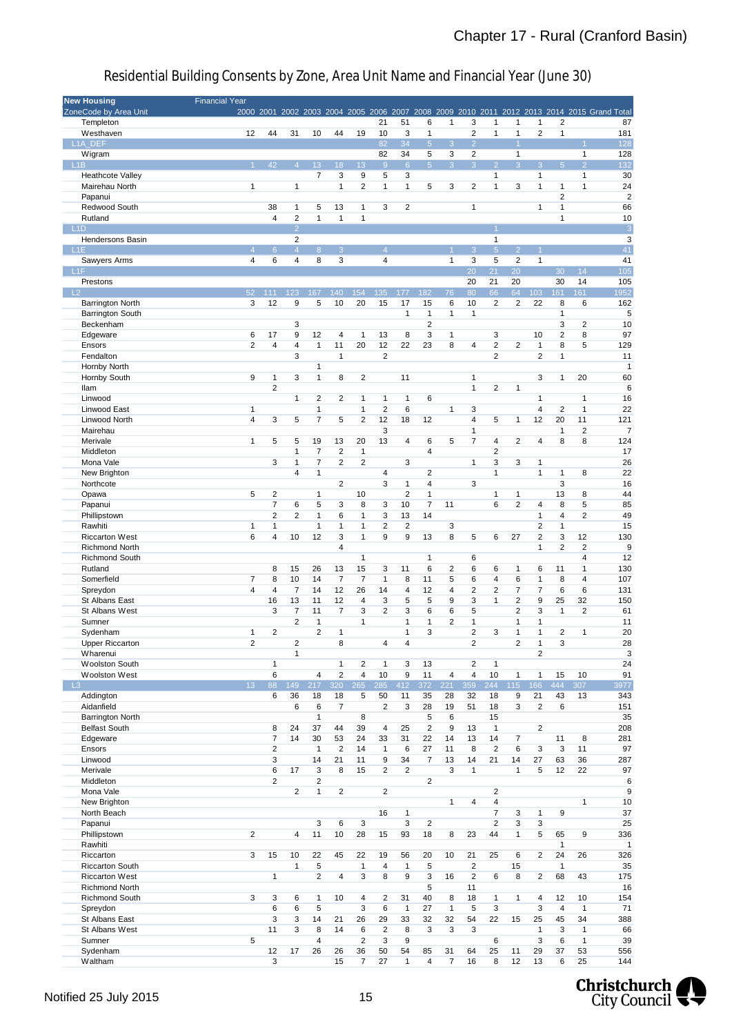# Residential Building Consents by Zone, Area Unit Name and Financial Year (June 30)

| New Housing | Financial Year | | | | | | | | | | | | | | | | |
|---|---|---|---|---|---|---|---|---|---|---|---|---|---|---|---|---|---|
| ZoneCode by Area Unit | 2000 | 2001 | 2002 | 2003 | 2004 | 2005 | 2006 | 2007 | 2008 | 2009 | 2010 | 2011 | 2012 | 2013 | 2014 | 2015 | Grand Total |
| Templeton | | | | | | | 21 | 51 | 6 | 1 | 3 | 1 | 1 | 1 | 2 | | 87 |
| Westhaven | 12 | 44 | 31 | 10 | 44 | 19 | 10 | 3 | 1 | | 2 | 1 | 1 | 2 | 1 | | 181 |
| L1A_DEF | | | | | | | 82 | 34 | 5 | 3 | 2 | | 1 | | | 1 | 128 |
| Wigram | | | | | | | 82 | 34 | 5 | 3 | 2 | | 1 | | | 1 | 128 |
| L1B | 1 | 42 | 4 | 13 | 18 | 13 | 9 | 6 | 5 | 3 | 3 | 2 | 3 | 3 | 5 | 2 | 132 |
| Heathcote Valley | | | | 7 | 3 | 9 | 5 | 3 | | | | 1 | | 1 | | 1 | 30 |
| Mairehau North | 1 | | 1 | | 1 | 2 | 1 | 1 | 5 | 3 | 2 | 1 | 3 | 1 | 1 | 1 | 24 |
| Papanui | | | | | | | | | | | | | | | 2 | | 2 |
| Redwood South | | 38 | 1 | 5 | 13 | 1 | 3 | 2 | | | 1 | | | 1 | 1 | | 66 |
| Rutland | | 4 | 2 | 1 | 1 | 1 | | | | | | | | | 1 | | 10 |
| L1D | | | 2 | | | | | | | | | 1 | | | | | 3 |
| Hendersons Basin | | | 2 | | | | | | | | | 1 | | | | | 3 |
| L1E | 4 | 6 | 4 | 8 | 3 | | 4 | | | 1 | 3 | 5 | 2 | 1 | | | 41 |
| Sawyers Arms | 4 | 6 | 4 | 8 | 3 | | 4 | | | 1 | 3 | 5 | 2 | 1 | | | 41 |
| L1F | | | | | | | | | | | 20 | 21 | 20 | | 30 | 14 | 105 |
| Prestons | | | | | | | | | | | 20 | 21 | 20 | | 30 | 14 | 105 |
| L2 | 52 | 111 | 123 | 167 | 140 | 154 | 135 | 177 | 182 | 76 | 80 | 66 | 64 | 103 | 161 | 161 | 1952 |
| Barrington North | 3 | 12 | 9 | 5 | 10 | 20 | 15 | 17 | 15 | 6 | 10 | 2 | 2 | 22 | 8 | 6 | 162 |
| Barrington South | | | | | | | | 1 | 1 | 1 | 1 | | | | 1 | | 5 |
| Beckenham | | | 3 | | | | | | 2 | | | | | | 3 | 2 | 10 |
| Edgeware | 6 | 17 | 9 | 12 | 4 | 1 | 13 | 8 | 3 | 1 | | 3 | | 10 | 2 | 8 | 97 |
| Ensors | 2 | 4 | 4 | 1 | 11 | 20 | 12 | 22 | 23 | 8 | 4 | 2 | 2 | 1 | 8 | 5 | 129 |
| Fendalton | | | 3 | | 1 | | 2 | | | | | 2 | | 2 | 1 | | 11 |
| Hornby North | | | | 1 | | | | | | | | | | | | | 1 |
| Hornby South | 9 | 1 | 3 | 1 | 8 | 2 | | 11 | | | 1 | | | 3 | 1 | 20 | 60 |
| Ilam | | 2 | | | | | | | | | 1 | 2 | 1 | | | | 6 |
| Linwood | | | 1 | 2 | 2 | 1 | 1 | 1 | 6 | | | | | 1 | | 1 | 16 |
| Linwood East | 1 | | 1 | | | 1 | 2 | 6 | | 1 | 3 | | | 4 | 2 | 1 | 22 |
| Linwood North | 4 | 3 | 5 | 7 | 5 | 2 | 12 | 18 | 12 | | 4 | 5 | 1 | 12 | 20 | 11 | 121 |
| Mairehau | | | | | | | 3 | | | | 1 | | | | 1 | 2 | 7 |
| Merivale | 1 | 5 | 5 | 19 | 13 | 20 | 13 | 4 | 6 | 5 | 7 | 4 | 2 | 4 | 8 | 8 | 124 |
| Middleton | | | 1 | 7 | 2 | 1 | | | 4 | | | 2 | | | | | 17 |
| Mona Vale | | 3 | 1 | 7 | 2 | 2 | | 3 | | | 1 | 3 | 3 | 1 | | | 26 |
| New Brighton | | | 4 | 1 | | | 4 | | 2 | | | 1 | | 1 | 1 | 8 | 22 |
| Northcote | | | | | 2 | | 3 | 1 | 4 | | 3 | | | | 3 | | 16 |
| Opawa | 5 | 2 | | 1 | | 10 | | 2 | 1 | | | 1 | 1 | | 13 | 8 | 44 |
| Papanui | | 7 | 6 | 5 | 3 | 8 | 3 | 10 | 7 | 11 | | 6 | 2 | 4 | 8 | 5 | 85 |
| Phillipstown | | 2 | 2 | 1 | 6 | 1 | 3 | 13 | 14 | | | | | 1 | 4 | 2 | 49 |
| Rawhiti | 1 | 1 | | 1 | 1 | 1 | 2 | 2 | | 3 | | | | 2 | 1 | | 15 |
| Riccarton West | 6 | 4 | 10 | 12 | 3 | 1 | 9 | 9 | 13 | 8 | 5 | 6 | 27 | 2 | 3 | 12 | 130 |
| Richmond North | | | | | 4 | | | | | | | | | 1 | 2 | 2 | 9 |
| Richmond South | | | | | | 1 | | | 1 | | 6 | | | | | 4 | 12 |
| Rutland | | 8 | 15 | 26 | 13 | 15 | 3 | 11 | 6 | 2 | 6 | 6 | 1 | 6 | 11 | 1 | 130 |
| Somerfield | 7 | 8 | 10 | 14 | 7 | 7 | 1 | 8 | 11 | 5 | 6 | 4 | 6 | 1 | 8 | 4 | 107 |
| Spreydon | 4 | 4 | 7 | 14 | 12 | 26 | 14 | 4 | 12 | 4 | 2 | 2 | 7 | 7 | 6 | 6 | 131 |
| St Albans East | | 16 | 13 | 11 | 12 | 4 | 3 | 5 | 5 | 9 | 3 | 1 | 2 | 9 | 25 | 32 | 150 |
| St Albans West | | 3 | 7 | 11 | 7 | 3 | 2 | 3 | 6 | 6 | 5 | | 2 | 3 | 1 | 2 | 61 |
| Sumner | | | 2 | 1 | | 1 | | 1 | 1 | 2 | 1 | | 1 | 1 | | | 11 |
| Sydenham | 1 | 2 | | 2 | 1 | | | 1 | 3 | | 2 | 3 | 1 | 1 | 2 | 1 | 20 |
| Upper Riccarton | 2 | | 2 | | 8 | | 4 | 4 | | | 2 | | 2 | 1 | 3 | | 28 |
| Wharenui | | | 1 | | | | | | | | | | | 2 | | | 3 |
| Woolston South | | 1 | | | 1 | 2 | 1 | 3 | 13 | | 2 | 1 | | | | | 24 |
| Woolston West | | 6 | | 4 | 2 | 4 | 10 | 9 | 11 | 4 | 4 | 10 | 1 | 1 | 15 | 10 | 91 |
| L3 | 13 | 88 | 149 | 217 | 320 | 265 | 285 | 412 | 372 | 221 | 359 | 244 | 115 | 166 | 444 | 307 | 3977 |
| Addington | | 6 | 36 | 18 | 18 | 5 | 50 | 11 | 35 | 28 | 32 | 18 | 9 | 21 | 43 | 13 | 343 |
| Aidanfield | | | 6 | 6 | 7 | | 2 | 3 | 28 | 19 | 51 | 18 | 3 | 2 | 6 | | 151 |
| Barrington North | | | | 1 | | 8 | | | 5 | 6 | | 15 | | | | | 35 |
| Belfast South | | 8 | 24 | 37 | 44 | 39 | 4 | 25 | 2 | 9 | 13 | 1 | | 2 | | | 208 |
| Edgeware | | 7 | 14 | 30 | 53 | 24 | 33 | 31 | 22 | 14 | 13 | 14 | 7 | | 11 | 8 | 281 |
| Ensors | | 2 | | 1 | 2 | 14 | 1 | 6 | 27 | 11 | 8 | 2 | 6 | 3 | 3 | 11 | 97 |
| Linwood | | 3 | | 14 | 21 | 11 | 9 | 34 | 7 | 13 | 14 | 21 | 14 | 27 | 63 | 36 | 287 |
| Merivale | | 6 | 17 | 3 | 8 | 15 | 2 | 2 | | 3 | 1 | | 1 | 5 | 12 | 22 | 97 |
| Middleton | | 2 | | 2 | | | | | 2 | | | | | | | | 6 |
| Mona Vale | | | 2 | 1 | 2 | | 2 | | | | | 2 | | | | | 9 |
| New Brighton | | | | | | | | | | 1 | 4 | 4 | | | | 1 | 10 |
| North Beach | | | | | | | 16 | 1 | | | | 7 | 3 | 1 | 9 | | 37 |
| Papanui | | | | 3 | 6 | 3 | | 3 | 2 | | | 2 | 3 | 3 | | | 25 |
| Phillipstown | 2 | | 4 | 11 | 10 | 28 | 15 | 93 | 18 | 8 | 23 | 44 | 1 | 5 | 65 | 9 | 336 |
| Rawhiti | | | | | | | | | | | | | | | 1 | | 1 |
| Riccarton | 3 | 15 | 10 | 22 | 45 | 22 | 19 | 56 | 20 | 10 | 21 | 25 | 6 | 2 | 24 | 26 | 326 |
| Riccarton South | | | 1 | 5 | | 1 | 4 | 1 | 5 | | 2 | | 15 | | 1 | | 35 |
| Riccarton West | | 1 | | 2 | 4 | 3 | 8 | 9 | 3 | 16 | 2 | 6 | 8 | 2 | 68 | 43 | 175 |
| Richmond North | | | | | | | | | 5 | | 11 | | | | | | 16 |
| Richmond South | 3 | 3 | 6 | 1 | 10 | 4 | 2 | 31 | 40 | 8 | 18 | 1 | 1 | 4 | 12 | 10 | 154 |
| Spreydon | | 6 | 6 | 5 | | 3 | 6 | 1 | 27 | 1 | 5 | 3 | | 3 | 4 | 1 | 71 |
| St Albans East | | 3 | 3 | 14 | 21 | 26 | 29 | 33 | 32 | 32 | 54 | 22 | 15 | 25 | 45 | 34 | 388 |
| St Albans West | | 11 | 3 | 8 | 14 | 6 | 2 | 8 | 3 | 3 | 3 | | | 1 | 3 | 1 | 66 |
| Sumner | 5 | | | 4 | | 2 | 3 | 9 | | | | 6 | | 3 | 6 | 1 | 39 |
| Sydenham | | 12 | 17 | 26 | 26 | 36 | 50 | 54 | 85 | 31 | 64 | 25 | 11 | 29 | 37 | 53 | 556 |
| Waltham | | 3 | | | 15 | 7 | 27 | 1 | 4 | 7 | 16 | 8 | 12 | 13 | 6 | 25 | 144 |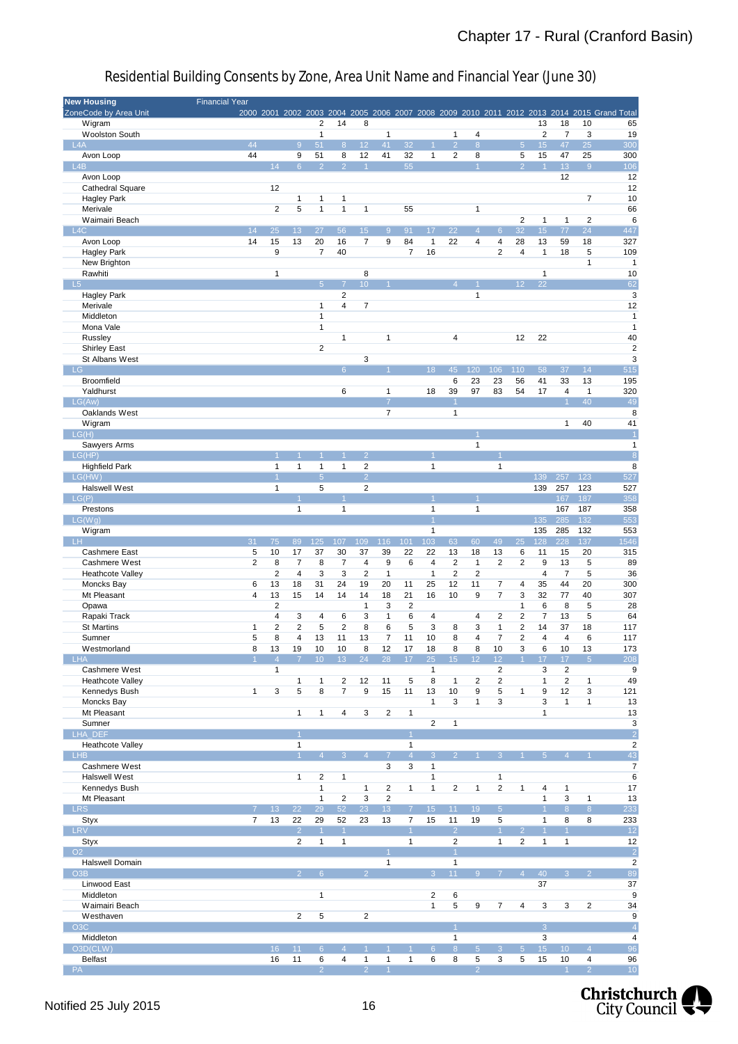## Residential Building Consents by Zone, Area Unit Name and Financial Year (June 30)

| New Housing | Financial Year | | | | | | | | | | | | | | | | |
|---|---|---|---|---|---|---|---|---|---|---|---|---|---|---|---|---|---|
| ZoneCode by Area Unit | 2000 | 2001 | 2002 | 2003 | 2004 | 2005 | 2006 | 2007 | 2008 | 2009 | 2010 | 2011 | 2012 | 2013 | 2014 | 2015 | Grand Total |
| Wigram | | | | 2 | 14 | 8 | | | | | | | | 13 | 18 | 10 | 65 |
| Woolston South | | | | 1 | | | 1 | | | 1 | 4 | | | 2 | 7 | 3 | 19 |
| **L4A** | 44 | | 9 | 51 | 8 | 12 | 41 | 32 | 1 | 2 | 8 | | 5 | 15 | 47 | 25 | 300 |
| Avon Loop | 44 | | 9 | 51 | 8 | 12 | 41 | 32 | 1 | 2 | 8 | | 5 | 15 | 47 | 25 | 300 |
| **L4B** | | 14 | 6 | 2 | 2 | 1 | | 55 | | | 1 | | 2 | 1 | 13 | 9 | 106 |
| Avon Loop | | | | | | | | | | | | | | | 12 | | 12 |
| Cathedral Square | | 12 | | | | | | | | | | | | | | | 12 |
| Hagley Park | | | 1 | 1 | 1 | | | | | | | | | | | 7 | 10 |
| Merivale | | 2 | 5 | 1 | 1 | 1 | | 55 | | | 1 | | | | | | 66 |
| Waimairi Beach | | | | | | | | | | | | | 2 | 1 | 1 | 2 | 6 |
| **L4C** | 14 | 25 | 13 | 27 | 56 | 15 | 9 | 91 | 17 | 22 | 4 | 6 | 32 | 15 | 77 | 24 | 447 |
| Avon Loop | 14 | 15 | 13 | 20 | 16 | 7 | 9 | 84 | 1 | 22 | 4 | 4 | 28 | 13 | 59 | 18 | 327 |
| Hagley Park | | 9 | | 7 | 40 | | | 7 | 16 | | | 2 | 4 | 1 | 18 | 5 | 109 |
| New Brighton | | | | | | | | | | | | | | | | 1 | 1 |
| Rawhiti | | 1 | | | | 8 | | | | | | | | 1 | | | 10 |
| **L5** | | | | 5 | 7 | 10 | 1 | | | 4 | 1 | | 12 | 22 | | | 62 |
| Hagley Park | | | | | 2 | | | | | | 1 | | | | | | 3 |
| Merivale | | | | 1 | 4 | 7 | | | | | | | | | | | 12 |
| Middleton | | | | 1 | | | | | | | | | | | | | 1 |
| Mona Vale | | | | 1 | | | | | | | | | | | | | 1 |
| Russley | | | | | 1 | | 1 | | | 4 | | | 12 | 22 | | | 40 |
| Shirley East | | | | 2 | | | | | | | | | | | | | 2 |
| St Albans West | | | | | | 3 | | | | | | | | | | | 3 |
| **LG** | | | | | 6 | | 1 | | 18 | 45 | 120 | 106 | 110 | 58 | 37 | 14 | 515 |
| Broomfield | | | | | | | | | | 6 | 23 | 23 | 56 | 41 | 33 | 13 | 195 |
| Yaldhurst | | | | | 6 | | 1 | | 18 | 39 | 97 | 83 | 54 | 17 | 4 | 1 | 320 |
| **LG(Aw)** | | | | | | | 7 | | | 1 | | | | | 1 | 40 | 49 |
| Oaklands West | | | | | | | 7 | | | 1 | | | | | | | 8 |
| Wigram | | | | | | | | | | | | | | | 1 | 40 | 41 |
| **LG(H)** | | | | | | | | | | | 1 | | | | | | 1 |
| Sawyers Arms | | | | | | | | | | | 1 | | | | | | 1 |
| **LG(HP)** | | 1 | 1 | 1 | 1 | 2 | | | 1 | | | 1 | | | | | 8 |
| Highfield Park | | 1 | 1 | 1 | 1 | 2 | | | 1 | | | 1 | | | | | 8 |
| **LG(HW)** | | 1 | | 5 | | 2 | | | | | | | | 139 | 257 | 123 | 527 |
| Halswell West | | 1 | | 5 | | 2 | | | | | | | | 139 | 257 | 123 | 527 |
| **LG(P)** | | | 1 | | 1 | | | | 1 | | 1 | | | | 167 | 187 | 358 |
| Prestons | | | 1 | | 1 | | | | 1 | | 1 | | | | 167 | 187 | 358 |
| **LG(Wg)** | | | | | | | | | 1 | | | | | 135 | 285 | 132 | 553 |
| Wigram | | | | | | | | | 1 | | | | | 135 | 285 | 132 | 553 |
| **LH** | 31 | 75 | 89 | 125 | 107 | 109 | 116 | 101 | 103 | 63 | 60 | 49 | 25 | 128 | 228 | 137 | 1546 |
| Cashmere East | 5 | 10 | 17 | 37 | 30 | 37 | 39 | 22 | 22 | 13 | 18 | 13 | 6 | 11 | 15 | 20 | 315 |
| Cashmere West | 2 | 8 | 7 | 8 | 7 | 4 | 9 | 6 | 4 | 2 | 1 | 2 | 2 | 9 | 13 | 5 | 89 |
| Heathcote Valley | | 2 | 4 | 3 | 3 | 2 | 1 | | 1 | 2 | 2 | | | 4 | 7 | 5 | 36 |
| Moncks Bay | 6 | 13 | 18 | 31 | 24 | 19 | 20 | 11 | 25 | 12 | 11 | 7 | 4 | 35 | 44 | 20 | 300 |
| Mt Pleasant | 4 | 13 | 15 | 14 | 14 | 14 | 18 | 21 | 16 | 10 | 9 | 7 | 3 | 32 | 77 | 40 | 307 |
| Opawa | | 2 | | | | 1 | 3 | 2 | | | | | 1 | 6 | 8 | 5 | 28 |
| Rapaki Track | | 4 | 3 | 4 | 6 | 3 | 1 | 6 | 4 | | 4 | 2 | 2 | 7 | 13 | 5 | 64 |
| St Martins | 1 | 2 | 2 | 5 | 2 | 8 | 6 | 5 | 3 | 8 | 3 | 1 | 2 | 14 | 37 | 18 | 117 |
| Sumner | 5 | 8 | 4 | 13 | 11 | 13 | 7 | 11 | 10 | 8 | 4 | 7 | 2 | 4 | 4 | 6 | 117 |
| Westmorland | 8 | 13 | 19 | 10 | 10 | 8 | 12 | 17 | 18 | 8 | 8 | 10 | 3 | 6 | 10 | 13 | 173 |
| **LHA** | 1 | 4 | 7 | 10 | 13 | 24 | 28 | 17 | 25 | 15 | 12 | 12 | 1 | 17 | 17 | 5 | 208 |
| Cashmere West | | 1 | | | | | | | 1 | | | 2 | | 3 | 2 | | 9 |
| Heathcote Valley | | | 1 | 1 | 2 | 12 | 11 | 5 | 8 | 1 | 2 | 2 | | 1 | 2 | 1 | 49 |
| Kennedys Bush | 1 | 3 | 5 | 8 | 7 | 9 | 15 | 11 | 13 | 10 | 9 | 5 | 1 | 9 | 12 | 3 | 121 |
| Moncks Bay | | | | | | | | | 1 | 3 | 1 | 3 | | 3 | 1 | 1 | 13 |
| Mt Pleasant | | | 1 | 1 | 4 | 3 | 2 | 1 | | | | | | 1 | | | 13 |
| Sumner | | | | | | | | | 2 | 1 | | | | | | | 3 |
| **LHA_DEF** | | | 1 | | | | | 1 | | | | | | | | | 2 |
| Heathcote Valley | | | 1 | | | | | 1 | | | | | | | | | 2 |
| **LHB** | | | 1 | 4 | 3 | 4 | 7 | 4 | 3 | 2 | 1 | 3 | 1 | 5 | 4 | 1 | 43 |
| Cashmere West | | | | | | | 3 | 3 | 1 | | | | | | | | 7 |
| Halswell West | | | 1 | 2 | 1 | | | | 1 | | | 1 | | | | | 6 |
| Kennedys Bush | | | | 1 | | 1 | 2 | 1 | 1 | 2 | 1 | 2 | 1 | 4 | 1 | | 17 |
| Mt Pleasant | | | | 1 | 2 | 3 | 2 | | | | | | | 1 | 3 | 1 | 13 |
| **LRS** | 7 | 13 | 22 | 29 | 52 | 23 | 13 | 7 | 15 | 11 | 19 | 5 | | 1 | 8 | 8 | 233 |
| Styx | 7 | 13 | 22 | 29 | 52 | 23 | 13 | 7 | 15 | 11 | 19 | 5 | | 1 | 8 | 8 | 233 |
| **LRV** | | | 2 | 1 | 1 | | | 1 | | 2 | | 1 | 2 | 1 | 1 | | 12 |
| Styx | | | 2 | 1 | 1 | | | 1 | | 2 | | 1 | 2 | 1 | 1 | | 12 |
| **O2** | | | | | | | 1 | | | 1 | | | | | | | 2 |
| Halswell Domain | | | | | | | 1 | | | 1 | | | | | | | 2 |
| **O3B** | | | 2 | 6 | | 2 | | | 3 | 11 | 9 | 7 | 4 | 40 | 3 | 2 | 89 |
| Linwood East | | | | | | | | | | | | | | 37 | | | 37 |
| Middleton | | | | 1 | | | | | 2 | 6 | | | | | | | 9 |
| Waimairi Beach | | | | | | | | | 1 | 5 | 9 | 7 | 4 | 3 | 3 | 2 | 34 |
| Westhaven | | | 2 | 5 | | 2 | | | | | | | | | | | 9 |
| **O3C** | | | | | | | | | | 1 | | | | 3 | | | 4 |
| Middleton | | | | | | | | | | 1 | | | | 3 | | | 4 |
| **O3D(CLW)** | | 16 | 11 | 6 | 4 | 1 | 1 | 1 | 6 | 8 | 5 | 3 | 5 | 15 | 10 | 4 | 96 |
| Belfast | | 16 | 11 | 6 | 4 | 1 | 1 | 1 | 6 | 8 | 5 | 3 | 5 | 15 | 10 | 4 | 96 |
| **PA** | | | | 2 | | 2 | 1 | | | | 2 | | | | 1 | 2 | 10 |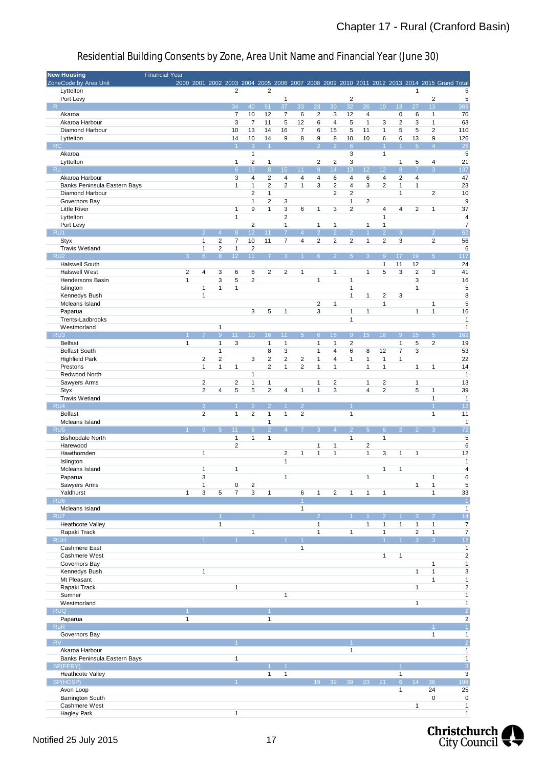# Residential Building Consents by Zone, Area Unit Name and Financial Year (June 30)

| New Housing | Financial Year | | | | | | | | | | | | | | | | |
|---|---|---|---|---|---|---|---|---|---|---|---|---|---|---|---|---|---|
| ZoneCode by Area Unit | 2000 | 2001 | 2002 | 2003 | 2004 | 2005 | 2006 | 2007 | 2008 | 2009 | 2010 | 2011 | 2012 | 2013 | 2014 | 2015 | Grand Total |
| Lyttelton | | | | 2 | | 2 | | | | | | | | | 1 | | 5 |
| Port Levy | | | | | | | 1 | | | | | | | | | 2 | 5 |
| **R** | | | | 34 | 40 | 51 | 37 | 33 | 23 | 30 | 32 | 26 | 10 | 13 | 27 | 13 | 369 |
| Akaroa | | | | 7 | 10 | 12 | 7 | 6 | 2 | 3 | 12 | 4 | | 0 | 6 | 1 | 70 |
| Akaroa Harbour | | | | 3 | 7 | 11 | 5 | 12 | 6 | 4 | 5 | 1 | 3 | 2 | 3 | 1 | 63 |
| Diamond Harbour | | | | 10 | 13 | 14 | 16 | 7 | 6 | 15 | 5 | 11 | 1 | 5 | 5 | 2 | 110 |
| Lyttelton | | | | 14 | 10 | 14 | 9 | 8 | 9 | 8 | 10 | 10 | 6 | 6 | 13 | 9 | 126 |
| **RC** | | | | 1 | 3 | 1 | | | 2 | 2 | 6 | | 1 | 1 | 5 | 4 | 26 |
| Akaroa | | | | | 1 | | | | | | 3 | | 1 | | | | 5 |
| Lyttelton | | | | 1 | 2 | 1 | | | 2 | 2 | 3 | | | 1 | 5 | 4 | 21 |
| **Ru** | | | | 6 | 19 | 8 | 15 | 11 | 9 | 14 | 13 | 12 | 12 | 8 | 7 | 3 | 137 |
| Akaroa Harbour | | | | 3 | 4 | 2 | 4 | 4 | 4 | 6 | 4 | 6 | 4 | 2 | 4 | | 47 |
| Banks Peninsula Eastern Bays | | | | 1 | 1 | 2 | 2 | 1 | 3 | 2 | 4 | 3 | 2 | 1 | 1 | | 23 |
| Diamond Harbour | | | | | 2 | 1 | | | | 2 | 2 | | | 1 | | 2 | 10 |
| Governors Bay | | | | | 1 | 2 | 3 | | | | 1 | 2 | | | | | 9 |
| Little River | | | | 1 | 9 | 1 | 3 | 6 | 1 | 3 | 2 | | 4 | 4 | 2 | 1 | 37 |
| Lyttelton | | | | 1 | | | 2 | | | | | | 1 | | | | 4 |
| Port Levy | | | | | 2 | | 1 | | 1 | 1 | | 1 | 1 | | | | 7 |
| **RU1** | | 2 | 4 | 8 | 12 | 11 | 7 | 4 | 2 | 2 | 2 | 1 | 2 | 3 | | 2 | 62 |
| Styx | | 1 | 2 | 7 | 10 | 11 | 7 | 4 | 2 | 2 | 2 | 1 | 2 | 3 | | 2 | 56 |
| Travis Wetland | | 1 | 2 | 1 | 2 | | | | | | | | | | | | 6 |
| **RU2** | 3 | 6 | 8 | 12 | 11 | 7 | 3 | 1 | 6 | 2 | 5 | 3 | 9 | 17 | 19 | 5 | 117 |
| Halswell South | | | | | | | | | | | | | 1 | 11 | 12 | | 24 |
| Halswell West | 2 | 4 | 3 | 6 | 6 | 2 | 2 | 1 | | 1 | | 1 | 5 | 3 | 2 | 3 | 41 |
| Hendersons Basin | 1 | | 3 | 5 | 2 | | | | 1 | | 1 | | | | 3 | | 16 |
| Islington | | 1 | 1 | 1 | | | | | | | 1 | | | | 1 | | 5 |
| Kennedys Bush | | 1 | | | | | | | | | 1 | 1 | 2 | 3 | | | 8 |
| Mcleans Island | | | | | | | | | 2 | 1 | | | 1 | | | 1 | 5 |
| Paparua | | | | | 3 | 5 | 1 | | 3 | | 1 | 1 | | | 1 | 1 | 16 |
| Trents-Ladbrooks | | | | | | | | | | | 1 | | | | | | 1 |
| Westmorland | | | 1 | | | | | | | | | | | | | | 1 |
| **RU3** | 1 | 7 | 9 | 11 | 10 | 16 | 11 | 5 | 6 | 15 | 9 | 15 | 18 | 9 | 15 | 5 | 162 |
| Belfast | 1 | | 1 | 3 | | 1 | 1 | | 1 | 1 | 2 | | | 1 | 5 | 2 | 19 |
| Belfast South | | | 1 | | | 8 | 3 | | 1 | 4 | 6 | 8 | 12 | 7 | 3 | | 53 |
| Highfield Park | | 2 | 2 | | 3 | 2 | 2 | 2 | 1 | 4 | 1 | 1 | 1 | 1 | | | 22 |
| Prestons | | 1 | 1 | 1 | | 2 | 1 | 2 | 1 | 1 | | 1 | 1 | | 1 | 1 | 14 |
| Redwood North | | | | | 1 | | | | | | | | | | | | 1 |
| Sawyers Arms | | 2 | | 2 | 1 | 1 | | | 1 | 2 | | 1 | 2 | | 1 | | 13 |
| Styx | | 2 | 4 | 5 | 5 | 2 | 4 | 1 | 1 | 3 | | 4 | 2 | | 5 | 1 | 39 |
| Travis Wetland | | | | | | | | | | | | | | | | 1 | 1 |
| **RU4** | | 2 | | 1 | 2 | 2 | 1 | 2 | | | 1 | | | | | 1 | 12 |
| Belfast | | 2 | | 1 | 2 | 1 | 1 | 2 | | | 1 | | | | | 1 | 11 |
| Mcleans Island | | | | | | 1 | | | | | | | | | | | 1 |
| **RU5** | 1 | 9 | 5 | 11 | 6 | 2 | 4 | 7 | 3 | 4 | 2 | 5 | 6 | 2 | 2 | 3 | 72 |
| Bishopdale North | | | | 1 | 1 | 1 | | | | | 1 | | 1 | | | | 5 |
| Harewood | | | | 2 | | | | | 1 | 1 | | 2 | | | | | 6 |
| Hawthornden | | 1 | | | | | 2 | 1 | 1 | 1 | | 1 | 3 | 1 | 1 | | 12 |
| Islington | | | | | | | 1 | | | | | | | | | | 1 |
| Mcleans Island | | 1 | | 1 | | | | | | | | | 1 | 1 | | | 4 |
| Paparua | | 3 | | | | | 1 | | | | | 1 | | | | 1 | 6 |
| Sawyers Arms | | 1 | | 0 | 2 | | | | | | | | | | 1 | 1 | 5 |
| Yaldhurst | 1 | 3 | 5 | 7 | 3 | 1 | | 6 | 1 | 2 | 1 | 1 | 1 | | | 1 | 33 |
| **RU6** | | | | | | | | 1 | | | | | | | | | 1 |
| Mcleans Island | | | | | | | | 1 | | | | | | | | | 1 |
| **RU7** | | | 1 | | 1 | | | | 2 | | 1 | 1 | 2 | 1 | 3 | 2 | 14 |
| Heathcote Valley | | | 1 | | | | | | 1 | | | 1 | 1 | 1 | 1 | 1 | 7 |
| Rapaki Track | | | | | 1 | | | | 1 | | 1 | | 1 | | 2 | 1 | 7 |
| **RUH** | | 1 | | 1 | | | 1 | 1 | | | | | 1 | 1 | 3 | 3 | 12 |
| Cashmere East | | | | | | | | 1 | | | | | | | | | 1 |
| Cashmere West | | | | | | | | | | | | | 1 | 1 | | | 2 |
| Governors Bay | | | | | | | | | | | | | | | | 1 | 1 |
| Kennedys Bush | | 1 | | | | | | | | | | | | | 1 | 1 | 3 |
| Mt Pleasant | | | | | | | | | | | | | | | | 1 | 1 |
| Rapaki Track | | | | 1 | | | | | | | | | | | 1 | | 2 |
| Sumner | | | | | | | 1 | | | | | | | | | | 1 |
| Westmorland | | | | | | | | | | | | | | | 1 | | 1 |
| **RUQ** | 1 | | | | | 1 | | | | | | | | | | | 2 |
| Paparua | 1 | | | | | 1 | | | | | | | | | | | 2 |
| **RuR** | | | | | | | | | | | | | | | | 1 | 1 |
| Governors Bay | | | | | | | | | | | | | | | | 1 | 1 |
| **RV** | | | | 1 | | | | | | | 1 | | | | | | 2 |
| Akaroa Harbour | | | | | | | | | | | 1 | | | | | | 1 |
| Banks Peninsula Eastern Bays | | | | 1 | | | | | | | | | | | | | 1 |
| **SP(FERY)** | | | | | | 1 | 1 | | | | | | | 1 | | | 3 |
| Heathcote Valley | | | | | | 1 | 1 | | | | | | | 1 | | | 3 |
| **SP(HOSP)** | | | | 1 | | | | | 19 | 39 | 39 | 23 | 21 | 6 | 14 | 36 | 198 |
| Avon Loop | | | | | | | | | | | | | | 1 | | 24 | 25 |
| Barrington South | | | | | | | | | | | | | | | | 0 | 0 |
| Cashmere West | | | | | | | | | | | | | | | 1 | | 1 |
| Hagley Park | | | | 1 | | | | | | | | | | | | | 1 |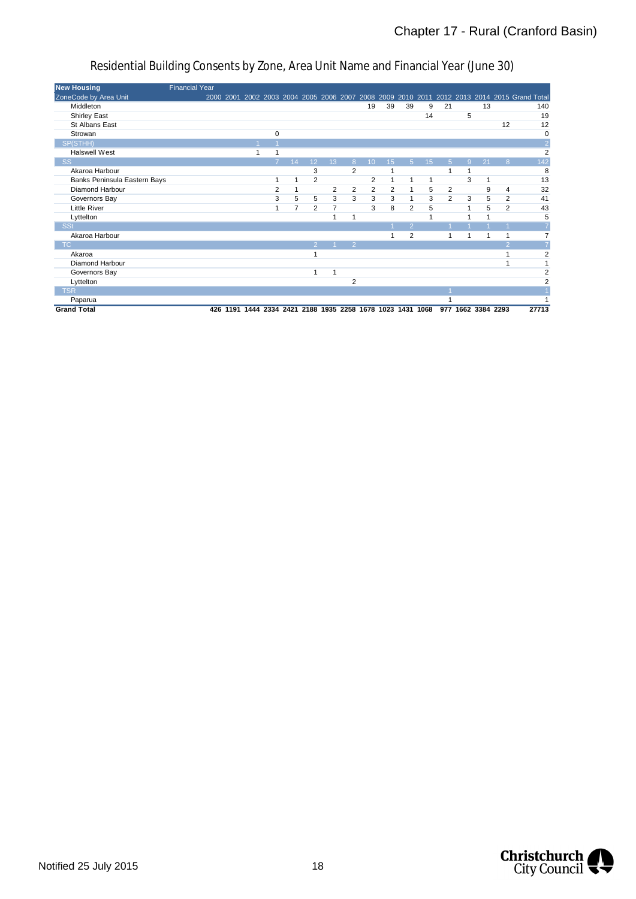## Residential Building Consents by Zone, Area Unit Name and Financial Year (June 30)

| New Housing | Financial Year | | | | | | | | | | | | | | | | |
|---|---|---|---|---|---|---|---|---|---|---|---|---|---|---|---|---|---|
| ZoneCode by Area Unit | 2000 | 2001 | 2002 | 2003 | 2004 | 2005 | 2006 | 2007 | 2008 | 2009 | 2010 | 2011 | 2012 | 2013 | 2014 | 2015 | Grand Total |
| Middleton | | | | | | | | | 19 | 39 | 39 | 9 | 21 | | 13 | | 140 |
| Shirley East | | | | | | | | | | | | 14 | | 5 | | | 19 |
| St Albans East | | | | | | | | | | | | | | | | 12 | 12 |
| Strowan | | | | 0 | | | | | | | | | | | | | 0 |
| SP(STHH) | | | 1 | 1 | | | | | | | | | | | | | 2 |
| Halswell West | | | 1 | 1 | | | | | | | | | | | | | 2 |
| SS | | | | 7 | 14 | 12 | 13 | 8 | 10 | 15 | 5 | 15 | 5 | 9 | 21 | 8 | 142 |
| Akaroa Harbour | | | | | | 3 | | 2 | | 1 | | | 1 | 1 | | | 8 |
| Banks Peninsula Eastern Bays | | | | 1 | 1 | 2 | | | 2 | 1 | 1 | 1 | | 3 | 1 | | 13 |
| Diamond Harbour | | | | 2 | 1 | | 2 | 2 | 2 | 2 | 1 | 5 | 2 | | 9 | 4 | 32 |
| Governors Bay | | | | 3 | 5 | 5 | 3 | 3 | 3 | 3 | 1 | 3 | 2 | 3 | 5 | 2 | 41 |
| Little River | | | | 1 | 7 | 2 | 7 | | 3 | 8 | 2 | 5 | | 1 | 5 | 2 | 43 |
| Lyttelton | | | | | | | 1 | 1 | | | | 1 | | 1 | 1 | | 5 |
| SSt | | | | | | | | | | 1 | 2 | | 1 | 1 | 1 | 1 | 7 |
| Akaroa Harbour | | | | | | | | | | 1 | 2 | | 1 | 1 | 1 | 1 | 7 |
| TC | | | | | | 2 | 1 | 2 | | | | | | | | 2 | 7 |
| Akaroa | | | | | | 1 | | | | | | | | | | 1 | 2 |
| Diamond Harbour | | | | | | | | | | | | | | | | 1 | 1 |
| Governors Bay | | | | | | 1 | 1 | | | | | | | | | | 2 |
| Lyttelton | | | | | | | | 2 | | | | | | | | | 2 |
| TSR | | | | | | | | | | | | | 1 | | | | 1 |
| Paparua | | | | | | | | | | | | | 1 | | | | 1 |
| **Grand Total** | **426** | **1191** | **1444** | **2334** | **2421** | **2188** | **1935** | **2258** | **1678** | **1023** | **1431** | **1068** | **977** | **1662** | **3384** | **2293** | **27713** |